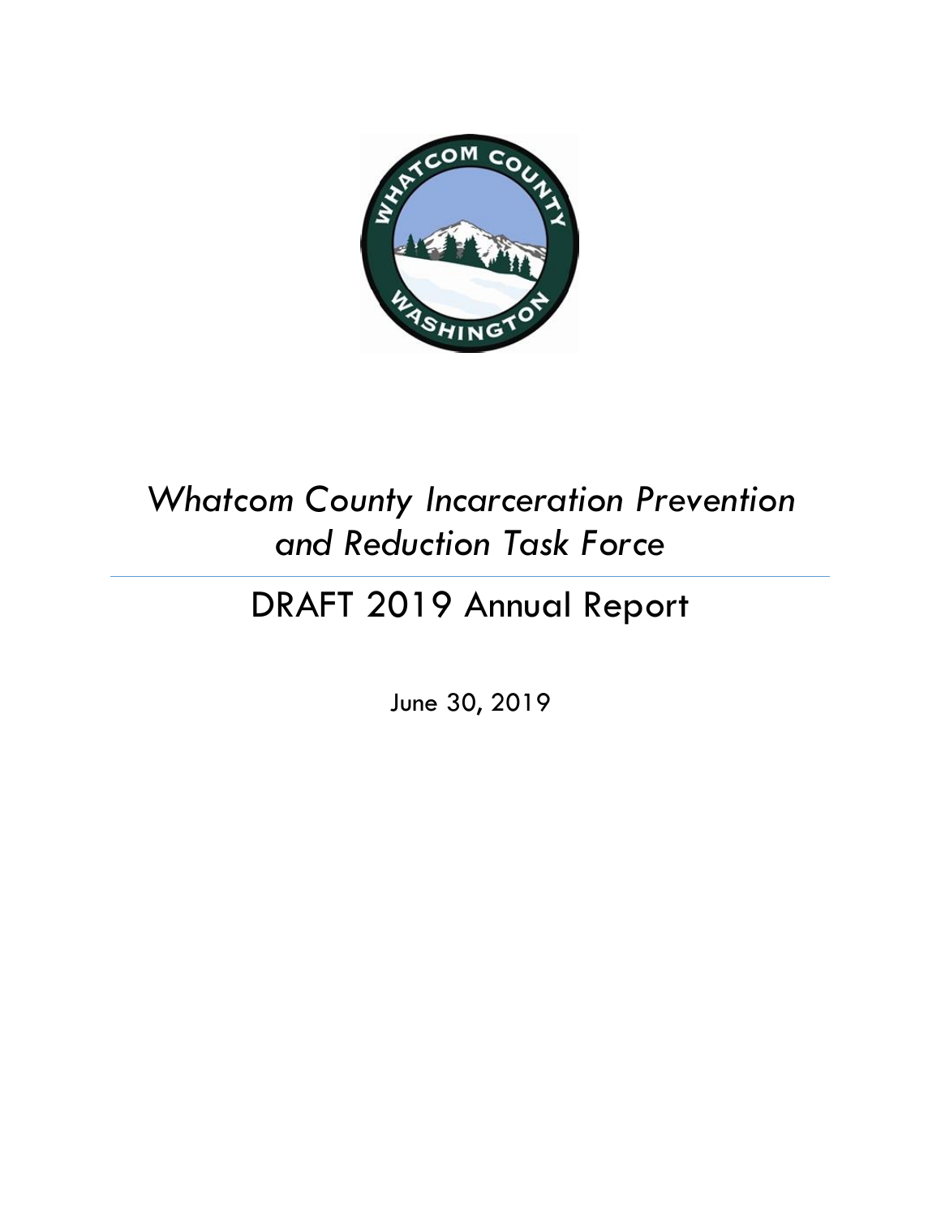# *Whatcom County Incarceration Prevention and Reduction Task Force*

## DRAFT 2019 Annual Report

June 30, 2019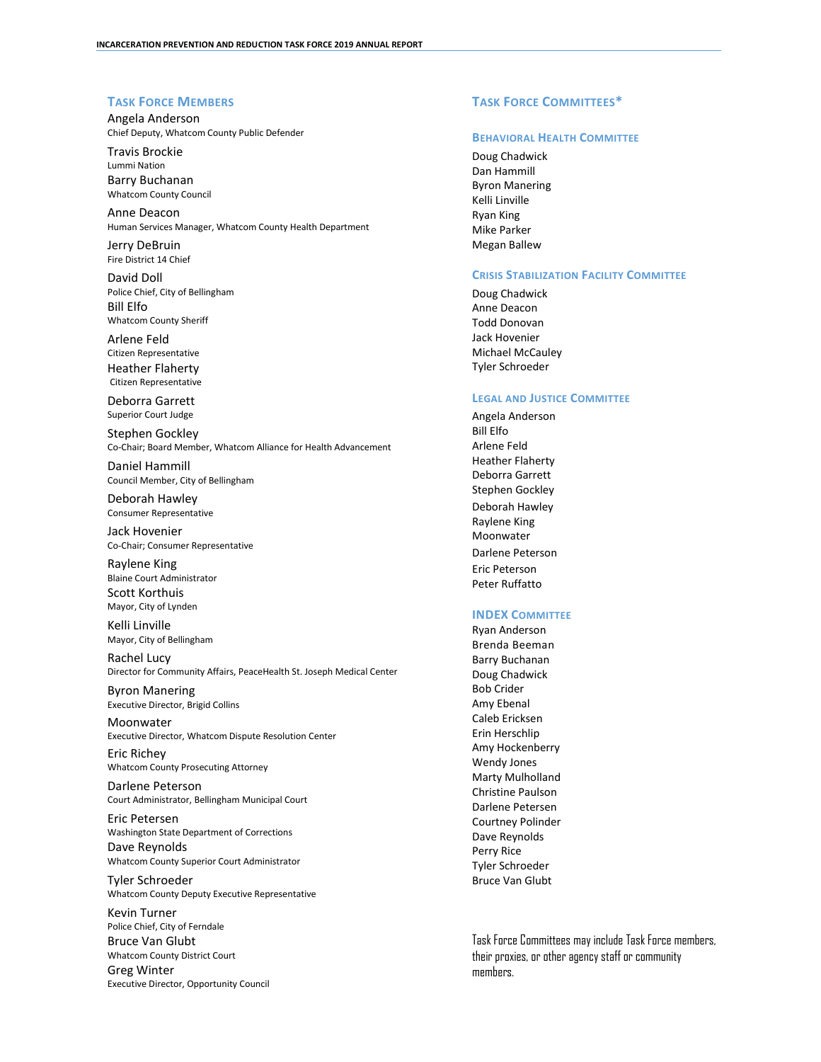## Task Force Members

Angela Anderson
Chief Deputy, Whatcom County Public Defender

Travis Brockie
Lummi Nation

Barry Buchanan
Whatcom County Council

Anne Deacon
Human Services Manager, Whatcom County Health Department

Jerry DeBruin
Fire District 14 Chief

David Doll
Police Chief, City of Bellingham

Bill Elfo
Whatcom County Sheriff

Arlene Feld
Citizen Representative

Heather Flaherty
Citizen Representative

Deborra Garrett
Superior Court Judge

Stephen Gockley
Co-Chair; Board Member, Whatcom Alliance for Health Advancement

Daniel Hammill
Council Member, City of Bellingham

Deborah Hawley
Consumer Representative

Jack Hovenier
Co-Chair; Consumer Representative

Raylene King
Blaine Court Administrator

Scott Korthuis
Mayor, City of Lynden

Kelli Linville
Mayor, City of Bellingham

Rachel Lucy
Director for Community Affairs, PeaceHealth St. Joseph Medical Center

Byron Manering
Executive Director, Brigid Collins

Moonwater
Executive Director, Whatcom Dispute Resolution Center

Eric Richey
Whatcom County Prosecuting Attorney

Darlene Peterson
Court Administrator, Bellingham Municipal Court

Eric Petersen
Washington State Department of Corrections

Dave Reynolds
Whatcom County Superior Court Administrator

Tyler Schroeder
Whatcom County Deputy Executive Representative

Kevin Turner
Police Chief, City of Ferndale

Bruce Van Glubt
Whatcom County District Court

Greg Winter
Executive Director, Opportunity Council

## Task Force Committees*

### Behavioral Health Committee

Doug Chadwick
Dan Hammill
Byron Manering
Kelli Linville
Ryan King
Mike Parker
Megan Ballew

### Crisis Stabilization Facility Committee

Doug Chadwick
Anne Deacon
Todd Donovan
Jack Hovenier
Michael McCauley
Tyler Schroeder

### Legal and Justice Committee

Angela Anderson
Bill Elfo
Arlene Feld
Heather Flaherty
Deborra Garrett
Stephen Gockley
Deborah Hawley
Raylene King
Moonwater
Darlene Peterson
Eric Peterson
Peter Ruffatto

### INDEX Committee

Ryan Anderson
Brenda Beeman
Barry Buchanan
Doug Chadwick
Bob Crider
Amy Ebenal
Caleb Ericksen
Erin Herschlip
Amy Hockenberry
Wendy Jones
Marty Mulholland
Christine Paulson
Darlene Petersen
Courtney Polinder
Dave Reynolds
Perry Rice
Tyler Schroeder
Bruce Van Glubt

*Task Force Committees may include Task Force members, their proxies, or other agency staff or community members.*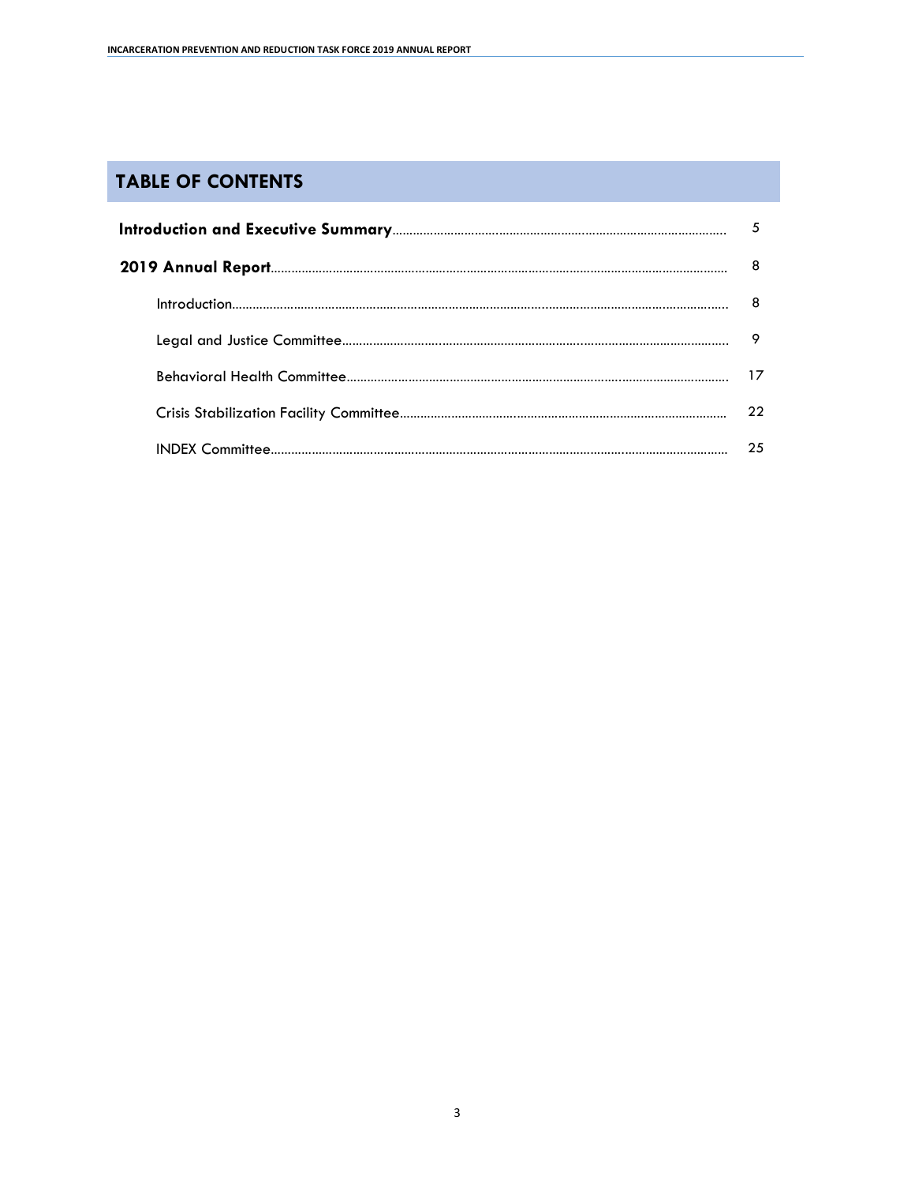# TABLE OF CONTENTS

| | |
|---|---|
| **Introduction and Executive Summary** | 5 |
| **2019 Annual Report** | 8 |
| Introduction | 8 |
| Legal and Justice Committee | 9 |
| Behavioral Health Committee | 17 |
| Crisis Stabilization Facility Committee | 22 |
| INDEX Committee | 25 |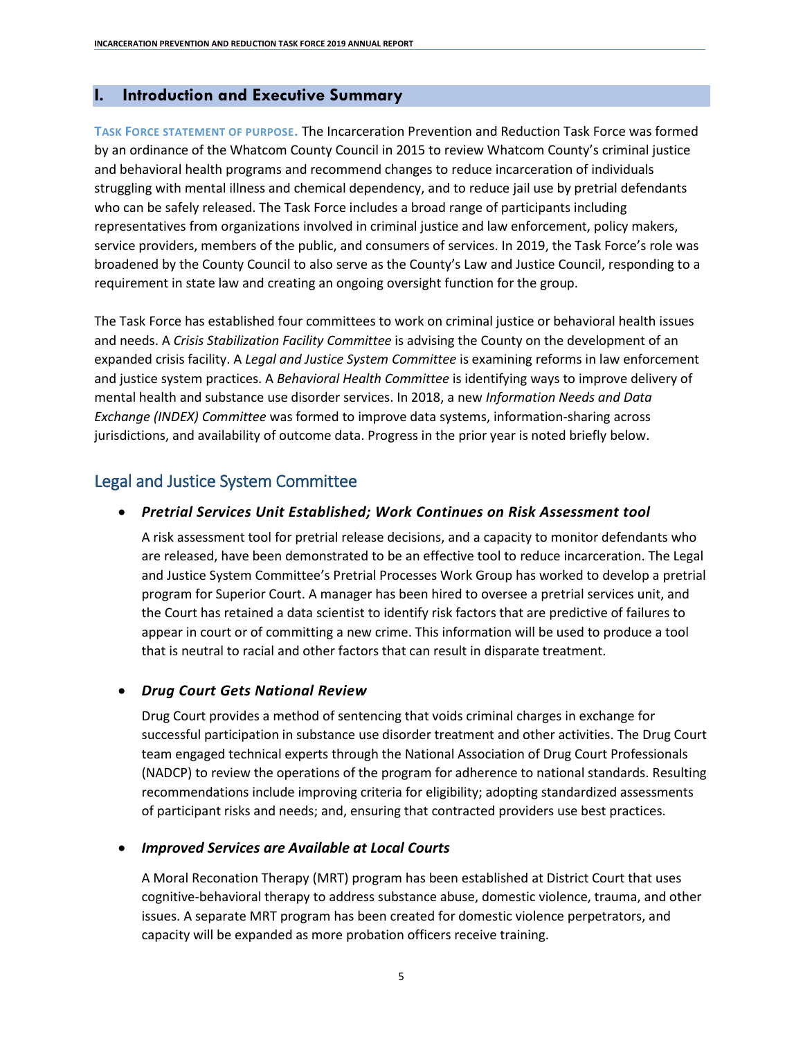# I. Introduction and Executive Summary

**TASK FORCE STATEMENT OF PURPOSE.** The Incarceration Prevention and Reduction Task Force was formed by an ordinance of the Whatcom County Council in 2015 to review Whatcom County's criminal justice and behavioral health programs and recommend changes to reduce incarceration of individuals struggling with mental illness and chemical dependency, and to reduce jail use by pretrial defendants who can be safely released. The Task Force includes a broad range of participants including representatives from organizations involved in criminal justice and law enforcement, policy makers, service providers, members of the public, and consumers of services. In 2019, the Task Force's role was broadened by the County Council to also serve as the County's Law and Justice Council, responding to a requirement in state law and creating an ongoing oversight function for the group.

The Task Force has established four committees to work on criminal justice or behavioral health issues and needs. A *Crisis Stabilization Facility Committee* is advising the County on the development of an expanded crisis facility. A *Legal and Justice System Committee* is examining reforms in law enforcement and justice system practices. A *Behavioral Health Committee* is identifying ways to improve delivery of mental health and substance use disorder services. In 2018, a new *Information Needs and Data Exchange (INDEX) Committee* was formed to improve data systems, information-sharing across jurisdictions, and availability of outcome data. Progress in the prior year is noted briefly below.

## Legal and Justice System Committee

- ***Pretrial Services Unit Established; Work Continues on Risk Assessment tool***

  A risk assessment tool for pretrial release decisions, and a capacity to monitor defendants who are released, have been demonstrated to be an effective tool to reduce incarceration. The Legal and Justice System Committee's Pretrial Processes Work Group has worked to develop a pretrial program for Superior Court. A manager has been hired to oversee a pretrial services unit, and the Court has retained a data scientist to identify risk factors that are predictive of failures to appear in court or of committing a new crime. This information will be used to produce a tool that is neutral to racial and other factors that can result in disparate treatment.

- ***Drug Court Gets National Review***

  Drug Court provides a method of sentencing that voids criminal charges in exchange for successful participation in substance use disorder treatment and other activities. The Drug Court team engaged technical experts through the National Association of Drug Court Professionals (NADCP) to review the operations of the program for adherence to national standards. Resulting recommendations include improving criteria for eligibility; adopting standardized assessments of participant risks and needs; and, ensuring that contracted providers use best practices.

- ***Improved Services are Available at Local Courts***

  A Moral Reconation Therapy (MRT) program has been established at District Court that uses cognitive-behavioral therapy to address substance abuse, domestic violence, trauma, and other issues. A separate MRT program has been created for domestic violence perpetrators, and capacity will be expanded as more probation officers receive training.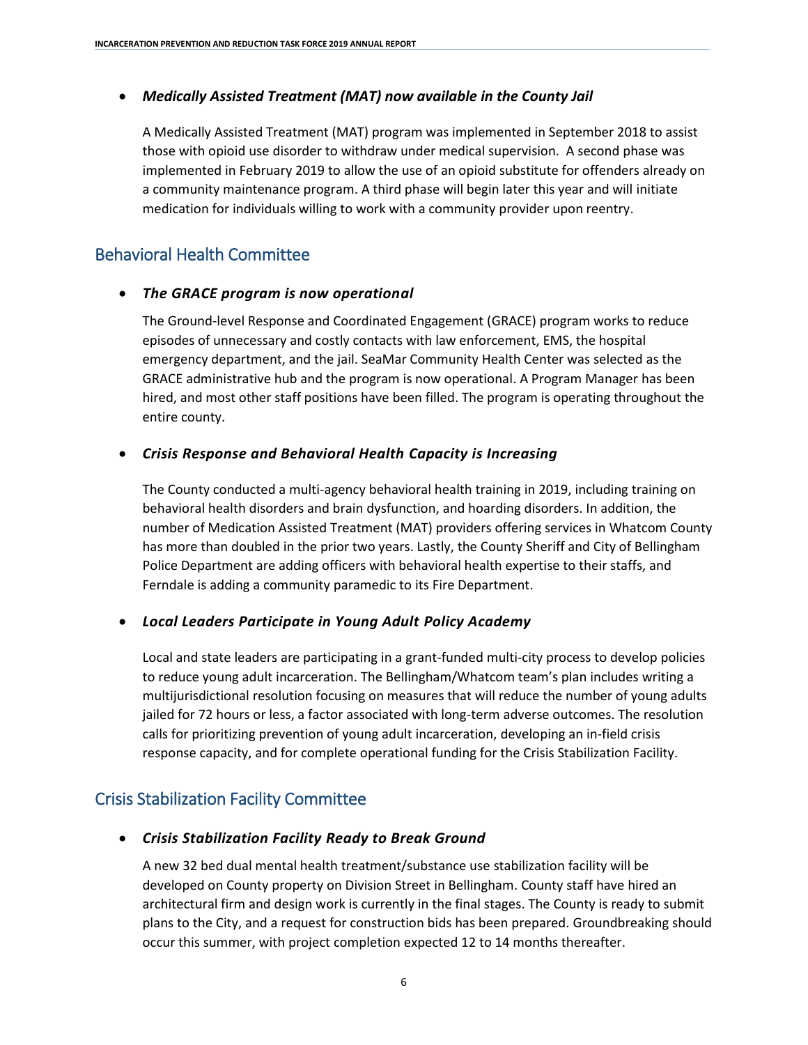- ***Medically Assisted Treatment (MAT) now available in the County Jail***

  A Medically Assisted Treatment (MAT) program was implemented in September 2018 to assist those with opioid use disorder to withdraw under medical supervision. A second phase was implemented in February 2019 to allow the use of an opioid substitute for offenders already on a community maintenance program. A third phase will begin later this year and will initiate medication for individuals willing to work with a community provider upon reentry.

## Behavioral Health Committee

- ***The GRACE program is now operational***

  The Ground-level Response and Coordinated Engagement (GRACE) program works to reduce episodes of unnecessary and costly contacts with law enforcement, EMS, the hospital emergency department, and the jail. SeaMar Community Health Center was selected as the GRACE administrative hub and the program is now operational. A Program Manager has been hired, and most other staff positions have been filled. The program is operating throughout the entire county.

- ***Crisis Response and Behavioral Health Capacity is Increasing***

  The County conducted a multi-agency behavioral health training in 2019, including training on behavioral health disorders and brain dysfunction, and hoarding disorders. In addition, the number of Medication Assisted Treatment (MAT) providers offering services in Whatcom County has more than doubled in the prior two years. Lastly, the County Sheriff and City of Bellingham Police Department are adding officers with behavioral health expertise to their staffs, and Ferndale is adding a community paramedic to its Fire Department.

- ***Local Leaders Participate in Young Adult Policy Academy***

  Local and state leaders are participating in a grant-funded multi-city process to develop policies to reduce young adult incarceration. The Bellingham/Whatcom team's plan includes writing a multijurisdictional resolution focusing on measures that will reduce the number of young adults jailed for 72 hours or less, a factor associated with long-term adverse outcomes. The resolution calls for prioritizing prevention of young adult incarceration, developing an in-field crisis response capacity, and for complete operational funding for the Crisis Stabilization Facility.

## Crisis Stabilization Facility Committee

- ***Crisis Stabilization Facility Ready to Break Ground***

  A new 32 bed dual mental health treatment/substance use stabilization facility will be developed on County property on Division Street in Bellingham. County staff have hired an architectural firm and design work is currently in the final stages. The County is ready to submit plans to the City, and a request for construction bids has been prepared. Groundbreaking should occur this summer, with project completion expected 12 to 14 months thereafter.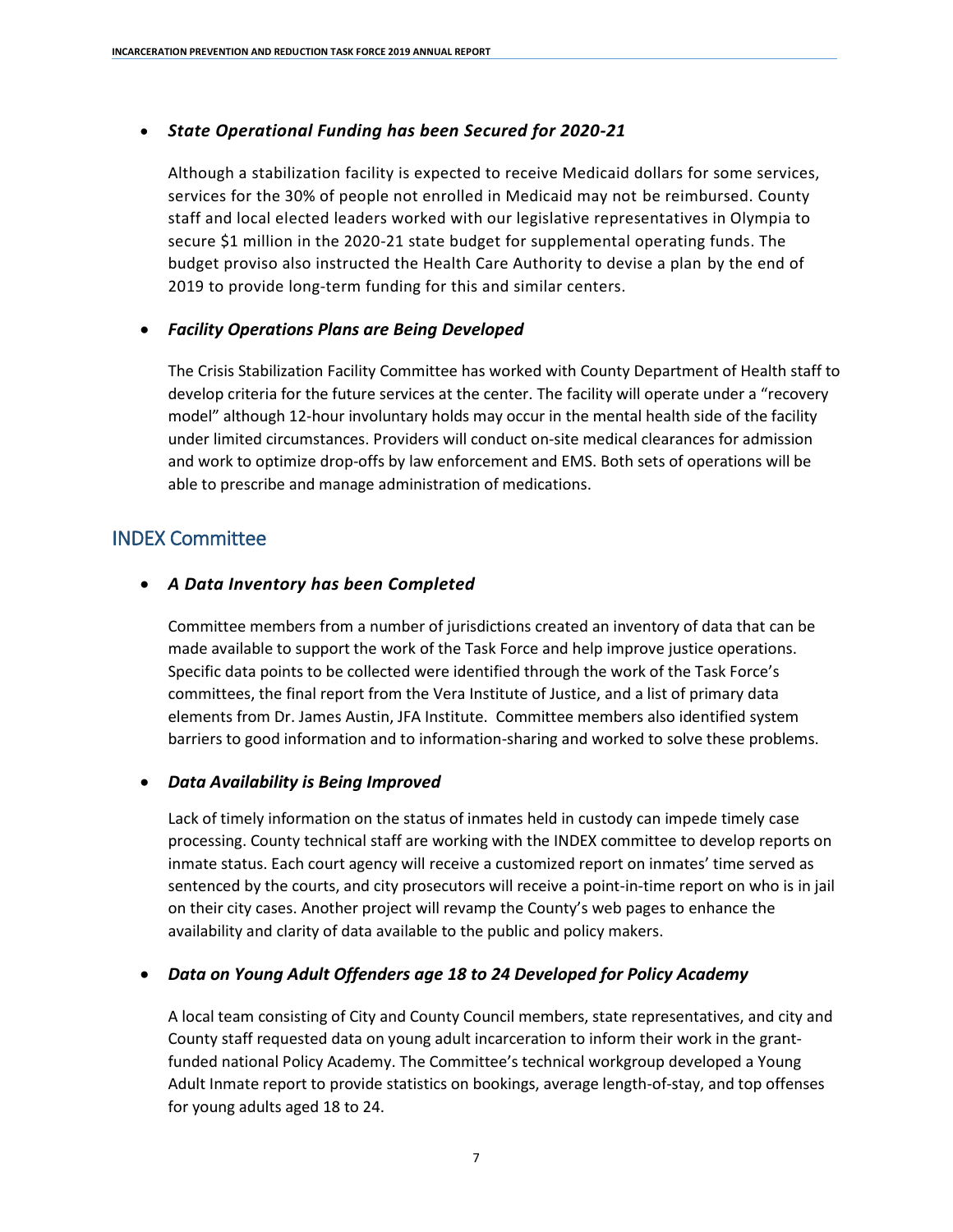- ***State Operational Funding has been Secured for 2020-21***

  Although a stabilization facility is expected to receive Medicaid dollars for some services, services for the 30% of people not enrolled in Medicaid may not be reimbursed. County staff and local elected leaders worked with our legislative representatives in Olympia to secure $1 million in the 2020-21 state budget for supplemental operating funds. The budget proviso also instructed the Health Care Authority to devise a plan by the end of 2019 to provide long-term funding for this and similar centers.

- ***Facility Operations Plans are Being Developed***

  The Crisis Stabilization Facility Committee has worked with County Department of Health staff to develop criteria for the future services at the center. The facility will operate under a "recovery model" although 12-hour involuntary holds may occur in the mental health side of the facility under limited circumstances. Providers will conduct on-site medical clearances for admission and work to optimize drop-offs by law enforcement and EMS. Both sets of operations will be able to prescribe and manage administration of medications.

## INDEX Committee

- ***A Data Inventory has been Completed***

  Committee members from a number of jurisdictions created an inventory of data that can be made available to support the work of the Task Force and help improve justice operations. Specific data points to be collected were identified through the work of the Task Force's committees, the final report from the Vera Institute of Justice, and a list of primary data elements from Dr. James Austin, JFA Institute. Committee members also identified system barriers to good information and to information-sharing and worked to solve these problems.

- ***Data Availability is Being Improved***

  Lack of timely information on the status of inmates held in custody can impede timely case processing. County technical staff are working with the INDEX committee to develop reports on inmate status. Each court agency will receive a customized report on inmates' time served as sentenced by the courts, and city prosecutors will receive a point-in-time report on who is in jail on their city cases. Another project will revamp the County's web pages to enhance the availability and clarity of data available to the public and policy makers.

- ***Data on Young Adult Offenders age 18 to 24 Developed for Policy Academy***

  A local team consisting of City and County Council members, state representatives, and city and County staff requested data on young adult incarceration to inform their work in the grant-funded national Policy Academy. The Committee's technical workgroup developed a Young Adult Inmate report to provide statistics on bookings, average length-of-stay, and top offenses for young adults aged 18 to 24.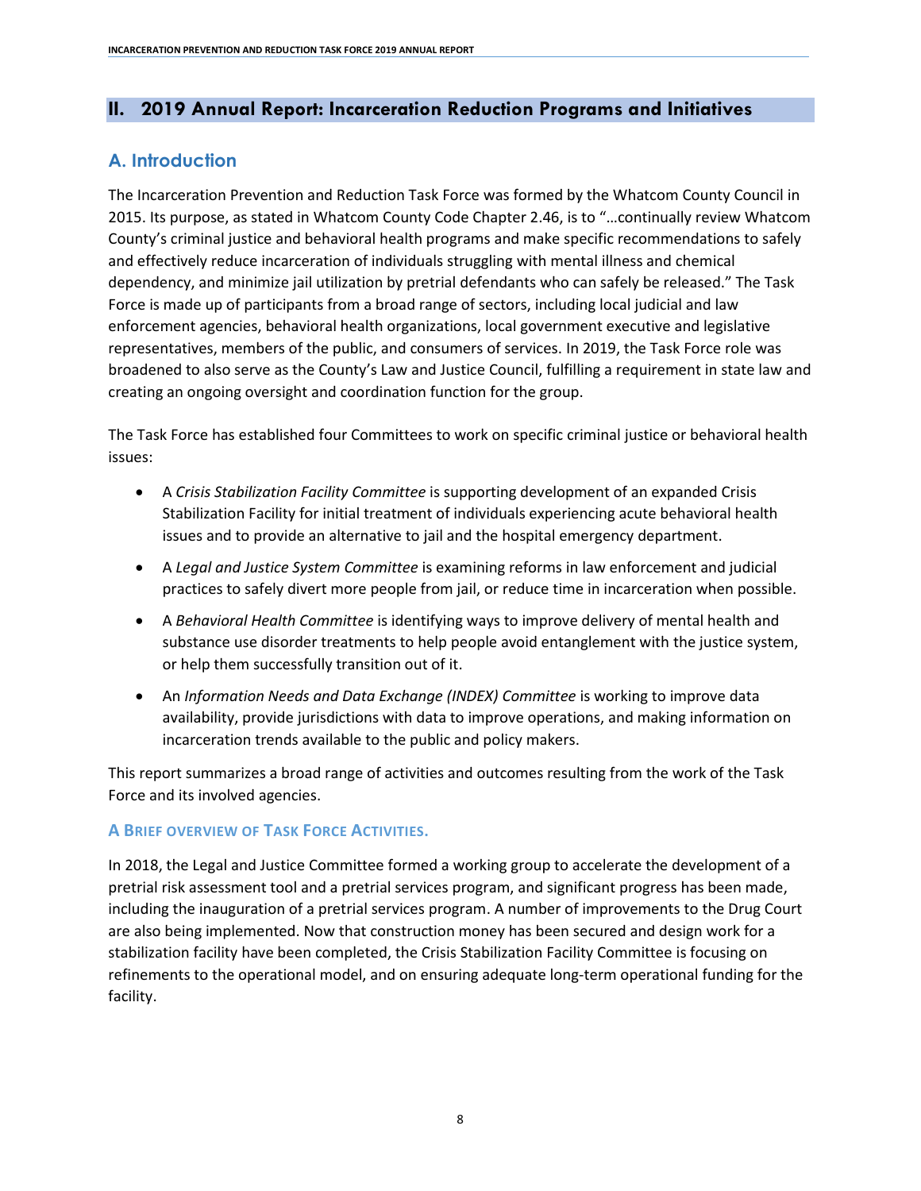## II. 2019 Annual Report: Incarceration Reduction Programs and Initiatives

### A. Introduction

The Incarceration Prevention and Reduction Task Force was formed by the Whatcom County Council in 2015. Its purpose, as stated in Whatcom County Code Chapter 2.46, is to "…continually review Whatcom County's criminal justice and behavioral health programs and make specific recommendations to safely and effectively reduce incarceration of individuals struggling with mental illness and chemical dependency, and minimize jail utilization by pretrial defendants who can safely be released." The Task Force is made up of participants from a broad range of sectors, including local judicial and law enforcement agencies, behavioral health organizations, local government executive and legislative representatives, members of the public, and consumers of services. In 2019, the Task Force role was broadened to also serve as the County's Law and Justice Council, fulfilling a requirement in state law and creating an ongoing oversight and coordination function for the group.

The Task Force has established four Committees to work on specific criminal justice or behavioral health issues:

- A *Crisis Stabilization Facility Committee* is supporting development of an expanded Crisis Stabilization Facility for initial treatment of individuals experiencing acute behavioral health issues and to provide an alternative to jail and the hospital emergency department.
- A *Legal and Justice System Committee* is examining reforms in law enforcement and judicial practices to safely divert more people from jail, or reduce time in incarceration when possible.
- A *Behavioral Health Committee* is identifying ways to improve delivery of mental health and substance use disorder treatments to help people avoid entanglement with the justice system, or help them successfully transition out of it.
- An *Information Needs and Data Exchange (INDEX) Committee* is working to improve data availability, provide jurisdictions with data to improve operations, and making information on incarceration trends available to the public and policy makers.

This report summarizes a broad range of activities and outcomes resulting from the work of the Task Force and its involved agencies.

#### A Brief Overview of Task Force Activities.

In 2018, the Legal and Justice Committee formed a working group to accelerate the development of a pretrial risk assessment tool and a pretrial services program, and significant progress has been made, including the inauguration of a pretrial services program. A number of improvements to the Drug Court are also being implemented. Now that construction money has been secured and design work for a stabilization facility have been completed, the Crisis Stabilization Facility Committee is focusing on refinements to the operational model, and on ensuring adequate long-term operational funding for the facility.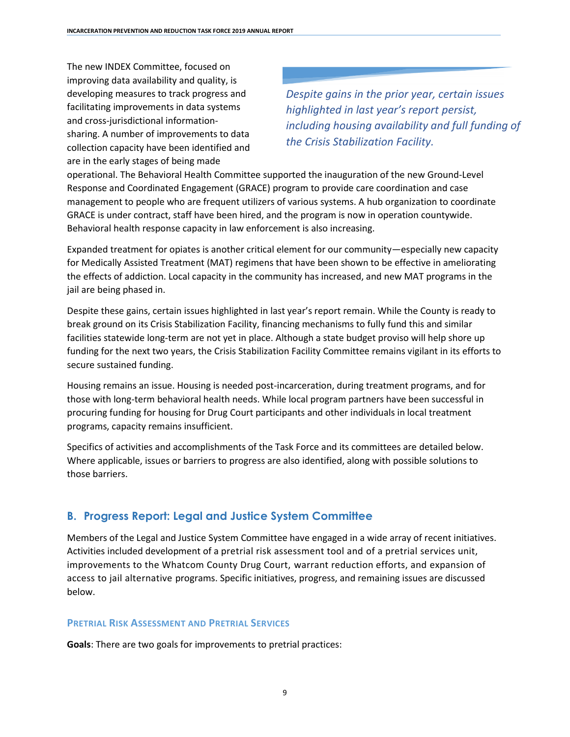The new INDEX Committee, focused on improving data availability and quality, is developing measures to track progress and facilitating improvements in data systems and cross-jurisdictional information-sharing. A number of improvements to data collection capacity have been identified and are in the early stages of being made operational. The Behavioral Health Committee supported the inauguration of the new Ground-Level Response and Coordinated Engagement (GRACE) program to provide care coordination and case management to people who are frequent utilizers of various systems. A hub organization to coordinate GRACE is under contract, staff have been hired, and the program is now in operation countywide. Behavioral health response capacity in law enforcement is also increasing.

> *Despite gains in the prior year, certain issues highlighted in last year's report persist, including housing availability and full funding of the Crisis Stabilization Facility.*

Expanded treatment for opiates is another critical element for our community—especially new capacity for Medically Assisted Treatment (MAT) regimens that have been shown to be effective in ameliorating the effects of addiction. Local capacity in the community has increased, and new MAT programs in the jail are being phased in.

Despite these gains, certain issues highlighted in last year's report remain. While the County is ready to break ground on its Crisis Stabilization Facility, financing mechanisms to fully fund this and similar facilities statewide long-term are not yet in place. Although a state budget proviso will help shore up funding for the next two years, the Crisis Stabilization Facility Committee remains vigilant in its efforts to secure sustained funding.

Housing remains an issue. Housing is needed post-incarceration, during treatment programs, and for those with long-term behavioral health needs. While local program partners have been successful in procuring funding for housing for Drug Court participants and other individuals in local treatment programs, capacity remains insufficient.

Specifics of activities and accomplishments of the Task Force and its committees are detailed below. Where applicable, issues or barriers to progress are also identified, along with possible solutions to those barriers.

## B. Progress Report: Legal and Justice System Committee

Members of the Legal and Justice System Committee have engaged in a wide array of recent initiatives. Activities included development of a pretrial risk assessment tool and of a pretrial services unit, improvements to the Whatcom County Drug Court, warrant reduction efforts, and expansion of access to jail alternative programs. Specific initiatives, progress, and remaining issues are discussed below.

### Pretrial Risk Assessment and Pretrial Services

**Goals**: There are two goals for improvements to pretrial practices: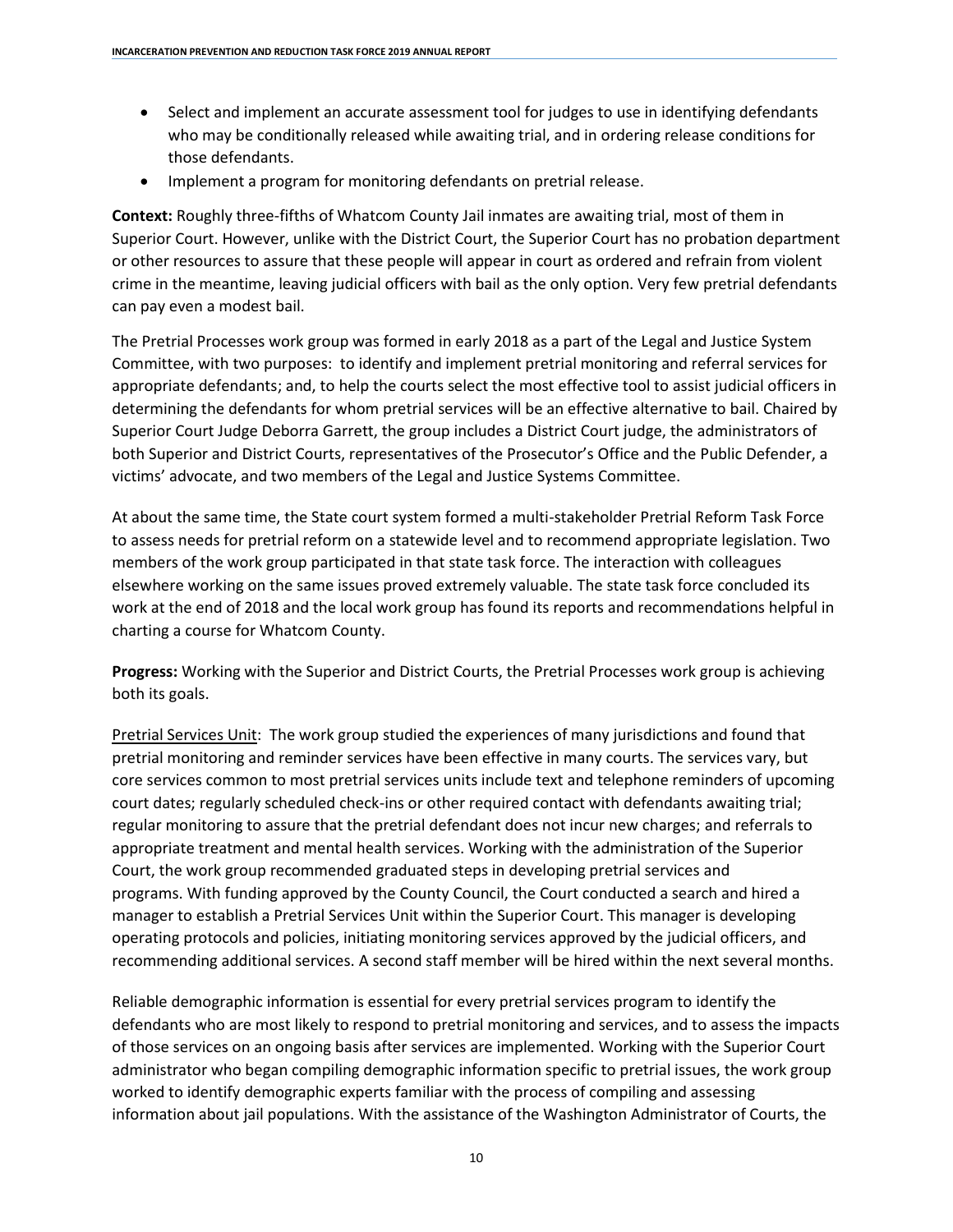- Select and implement an accurate assessment tool for judges to use in identifying defendants who may be conditionally released while awaiting trial, and in ordering release conditions for those defendants.
- Implement a program for monitoring defendants on pretrial release.

**Context:** Roughly three-fifths of Whatcom County Jail inmates are awaiting trial, most of them in Superior Court. However, unlike with the District Court, the Superior Court has no probation department or other resources to assure that these people will appear in court as ordered and refrain from violent crime in the meantime, leaving judicial officers with bail as the only option. Very few pretrial defendants can pay even a modest bail.

The Pretrial Processes work group was formed in early 2018 as a part of the Legal and Justice System Committee, with two purposes: to identify and implement pretrial monitoring and referral services for appropriate defendants; and, to help the courts select the most effective tool to assist judicial officers in determining the defendants for whom pretrial services will be an effective alternative to bail. Chaired by Superior Court Judge Deborra Garrett, the group includes a District Court judge, the administrators of both Superior and District Courts, representatives of the Prosecutor's Office and the Public Defender, a victims' advocate, and two members of the Legal and Justice Systems Committee.

At about the same time, the State court system formed a multi-stakeholder Pretrial Reform Task Force to assess needs for pretrial reform on a statewide level and to recommend appropriate legislation. Two members of the work group participated in that state task force. The interaction with colleagues elsewhere working on the same issues proved extremely valuable. The state task force concluded its work at the end of 2018 and the local work group has found its reports and recommendations helpful in charting a course for Whatcom County.

**Progress:** Working with the Superior and District Courts, the Pretrial Processes work group is achieving both its goals.

<u>Pretrial Services Unit</u>: The work group studied the experiences of many jurisdictions and found that pretrial monitoring and reminder services have been effective in many courts. The services vary, but core services common to most pretrial services units include text and telephone reminders of upcoming court dates; regularly scheduled check-ins or other required contact with defendants awaiting trial; regular monitoring to assure that the pretrial defendant does not incur new charges; and referrals to appropriate treatment and mental health services. Working with the administration of the Superior Court, the work group recommended graduated steps in developing pretrial services and programs. With funding approved by the County Council, the Court conducted a search and hired a manager to establish a Pretrial Services Unit within the Superior Court. This manager is developing operating protocols and policies, initiating monitoring services approved by the judicial officers, and recommending additional services. A second staff member will be hired within the next several months.

Reliable demographic information is essential for every pretrial services program to identify the defendants who are most likely to respond to pretrial monitoring and services, and to assess the impacts of those services on an ongoing basis after services are implemented. Working with the Superior Court administrator who began compiling demographic information specific to pretrial issues, the work group worked to identify demographic experts familiar with the process of compiling and assessing information about jail populations. With the assistance of the Washington Administrator of Courts, the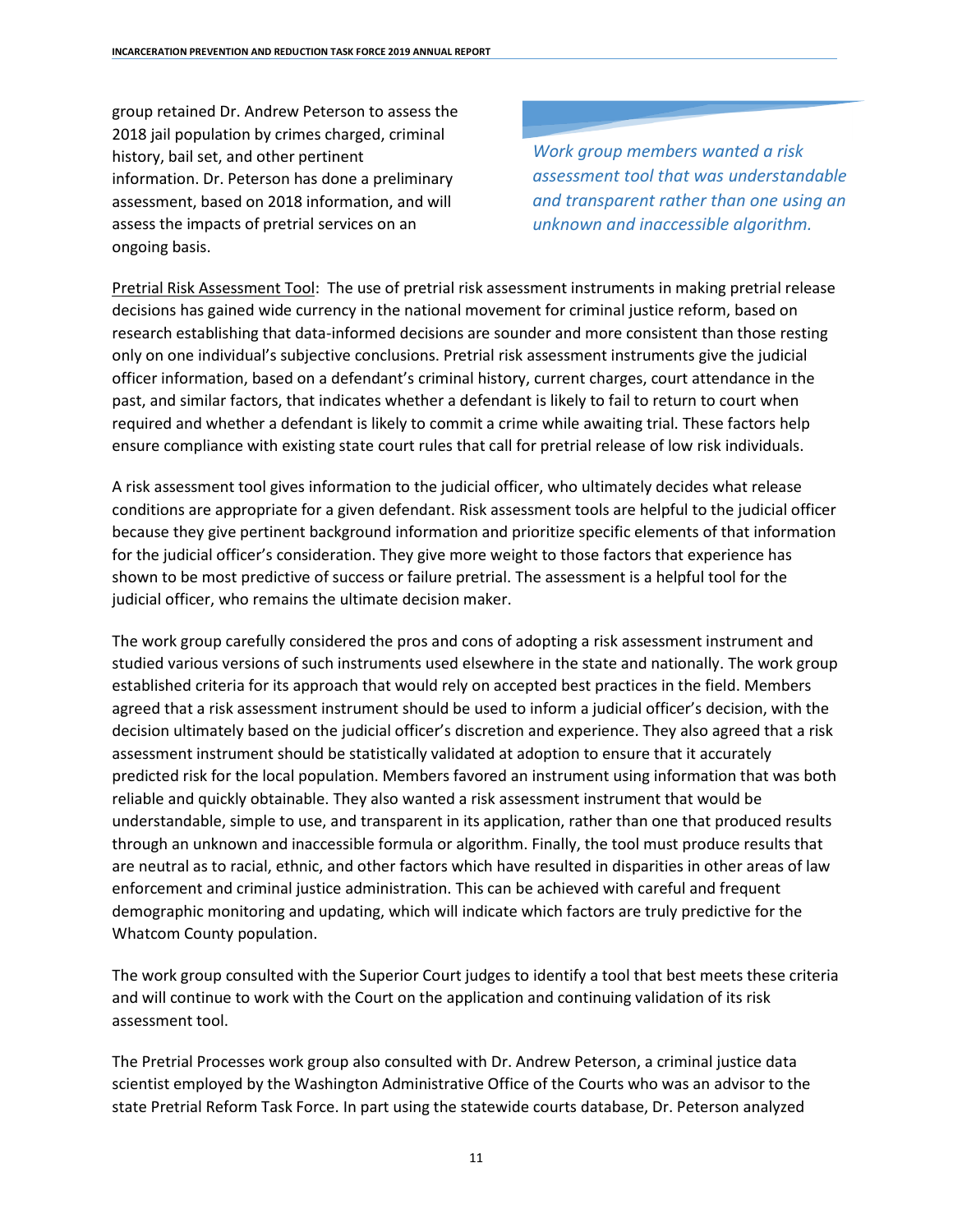group retained Dr. Andrew Peterson to assess the 2018 jail population by crimes charged, criminal history, bail set, and other pertinent information. Dr. Peterson has done a preliminary assessment, based on 2018 information, and will assess the impacts of pretrial services on an ongoing basis.

*Work group members wanted a risk assessment tool that was understandable and transparent rather than one using an unknown and inaccessible algorithm.*

Pretrial Risk Assessment Tool: The use of pretrial risk assessment instruments in making pretrial release decisions has gained wide currency in the national movement for criminal justice reform, based on research establishing that data-informed decisions are sounder and more consistent than those resting only on one individual's subjective conclusions. Pretrial risk assessment instruments give the judicial officer information, based on a defendant's criminal history, current charges, court attendance in the past, and similar factors, that indicates whether a defendant is likely to fail to return to court when required and whether a defendant is likely to commit a crime while awaiting trial. These factors help ensure compliance with existing state court rules that call for pretrial release of low risk individuals.

A risk assessment tool gives information to the judicial officer, who ultimately decides what release conditions are appropriate for a given defendant. Risk assessment tools are helpful to the judicial officer because they give pertinent background information and prioritize specific elements of that information for the judicial officer's consideration. They give more weight to those factors that experience has shown to be most predictive of success or failure pretrial. The assessment is a helpful tool for the judicial officer, who remains the ultimate decision maker.

The work group carefully considered the pros and cons of adopting a risk assessment instrument and studied various versions of such instruments used elsewhere in the state and nationally. The work group established criteria for its approach that would rely on accepted best practices in the field. Members agreed that a risk assessment instrument should be used to inform a judicial officer's decision, with the decision ultimately based on the judicial officer's discretion and experience. They also agreed that a risk assessment instrument should be statistically validated at adoption to ensure that it accurately predicted risk for the local population. Members favored an instrument using information that was both reliable and quickly obtainable. They also wanted a risk assessment instrument that would be understandable, simple to use, and transparent in its application, rather than one that produced results through an unknown and inaccessible formula or algorithm. Finally, the tool must produce results that are neutral as to racial, ethnic, and other factors which have resulted in disparities in other areas of law enforcement and criminal justice administration. This can be achieved with careful and frequent demographic monitoring and updating, which will indicate which factors are truly predictive for the Whatcom County population.

The work group consulted with the Superior Court judges to identify a tool that best meets these criteria and will continue to work with the Court on the application and continuing validation of its risk assessment tool.

The Pretrial Processes work group also consulted with Dr. Andrew Peterson, a criminal justice data scientist employed by the Washington Administrative Office of the Courts who was an advisor to the state Pretrial Reform Task Force. In part using the statewide courts database, Dr. Peterson analyzed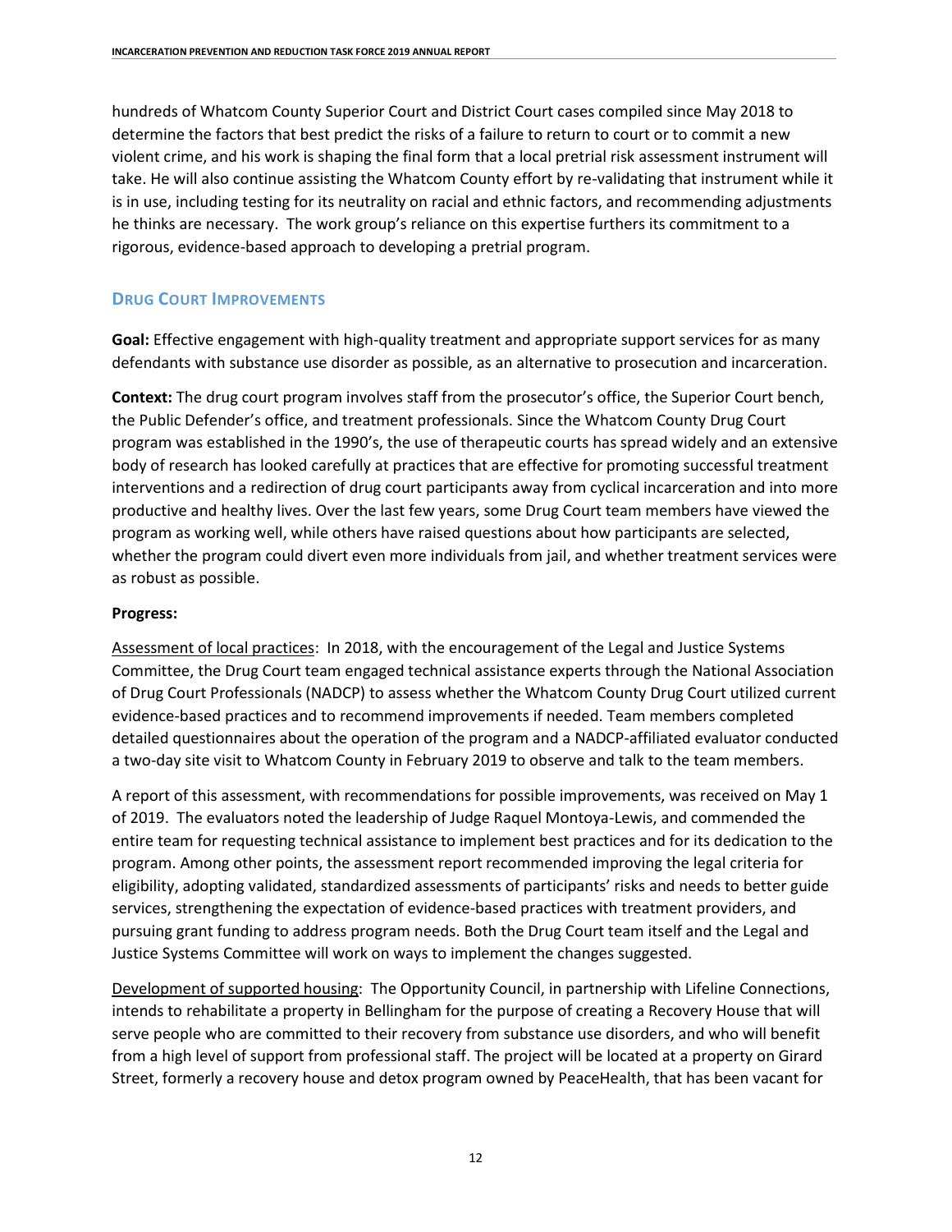hundreds of Whatcom County Superior Court and District Court cases compiled since May 2018 to determine the factors that best predict the risks of a failure to return to court or to commit a new violent crime, and his work is shaping the final form that a local pretrial risk assessment instrument will take. He will also continue assisting the Whatcom County effort by re-validating that instrument while it is in use, including testing for its neutrality on racial and ethnic factors, and recommending adjustments he thinks are necessary. The work group's reliance on this expertise furthers its commitment to a rigorous, evidence-based approach to developing a pretrial program.

### Drug Court Improvements

**Goal:** Effective engagement with high-quality treatment and appropriate support services for as many defendants with substance use disorder as possible, as an alternative to prosecution and incarceration.

**Context:** The drug court program involves staff from the prosecutor's office, the Superior Court bench, the Public Defender's office, and treatment professionals. Since the Whatcom County Drug Court program was established in the 1990's, the use of therapeutic courts has spread widely and an extensive body of research has looked carefully at practices that are effective for promoting successful treatment interventions and a redirection of drug court participants away from cyclical incarceration and into more productive and healthy lives. Over the last few years, some Drug Court team members have viewed the program as working well, while others have raised questions about how participants are selected, whether the program could divert even more individuals from jail, and whether treatment services were as robust as possible.

**Progress:**

Assessment of local practices: In 2018, with the encouragement of the Legal and Justice Systems Committee, the Drug Court team engaged technical assistance experts through the National Association of Drug Court Professionals (NADCP) to assess whether the Whatcom County Drug Court utilized current evidence-based practices and to recommend improvements if needed. Team members completed detailed questionnaires about the operation of the program and a NADCP-affiliated evaluator conducted a two-day site visit to Whatcom County in February 2019 to observe and talk to the team members.

A report of this assessment, with recommendations for possible improvements, was received on May 1 of 2019. The evaluators noted the leadership of Judge Raquel Montoya-Lewis, and commended the entire team for requesting technical assistance to implement best practices and for its dedication to the program. Among other points, the assessment report recommended improving the legal criteria for eligibility, adopting validated, standardized assessments of participants' risks and needs to better guide services, strengthening the expectation of evidence-based practices with treatment providers, and pursuing grant funding to address program needs. Both the Drug Court team itself and the Legal and Justice Systems Committee will work on ways to implement the changes suggested.

Development of supported housing: The Opportunity Council, in partnership with Lifeline Connections, intends to rehabilitate a property in Bellingham for the purpose of creating a Recovery House that will serve people who are committed to their recovery from substance use disorders, and who will benefit from a high level of support from professional staff. The project will be located at a property on Girard Street, formerly a recovery house and detox program owned by PeaceHealth, that has been vacant for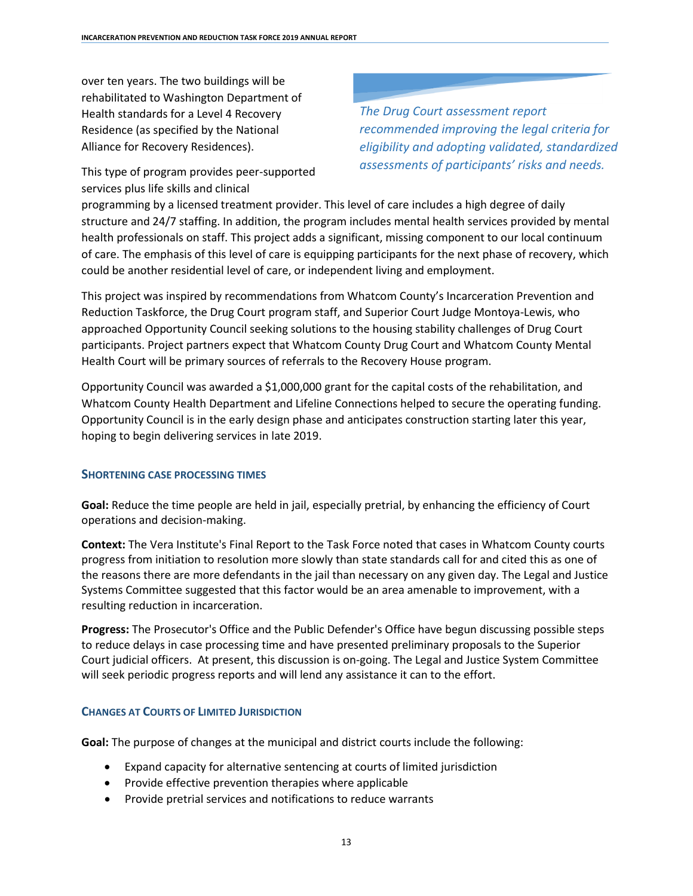over ten years. The two buildings will be rehabilitated to Washington Department of Health standards for a Level 4 Recovery Residence (as specified by the National Alliance for Recovery Residences).

*The Drug Court assessment report recommended improving the legal criteria for eligibility and adopting validated, standardized assessments of participants' risks and needs.*

This type of program provides peer-supported services plus life skills and clinical programming by a licensed treatment provider. This level of care includes a high degree of daily structure and 24/7 staffing. In addition, the program includes mental health services provided by mental health professionals on staff. This project adds a significant, missing component to our local continuum of care. The emphasis of this level of care is equipping participants for the next phase of recovery, which could be another residential level of care, or independent living and employment.

This project was inspired by recommendations from Whatcom County's Incarceration Prevention and Reduction Taskforce, the Drug Court program staff, and Superior Court Judge Montoya-Lewis, who approached Opportunity Council seeking solutions to the housing stability challenges of Drug Court participants. Project partners expect that Whatcom County Drug Court and Whatcom County Mental Health Court will be primary sources of referrals to the Recovery House program.

Opportunity Council was awarded a $1,000,000 grant for the capital costs of the rehabilitation, and Whatcom County Health Department and Lifeline Connections helped to secure the operating funding. Opportunity Council is in the early design phase and anticipates construction starting later this year, hoping to begin delivering services in late 2019.

### Shortening Case Processing Times

**Goal:** Reduce the time people are held in jail, especially pretrial, by enhancing the efficiency of Court operations and decision-making.

**Context:** The Vera Institute's Final Report to the Task Force noted that cases in Whatcom County courts progress from initiation to resolution more slowly than state standards call for and cited this as one of the reasons there are more defendants in the jail than necessary on any given day. The Legal and Justice Systems Committee suggested that this factor would be an area amenable to improvement, with a resulting reduction in incarceration.

**Progress:** The Prosecutor's Office and the Public Defender's Office have begun discussing possible steps to reduce delays in case processing time and have presented preliminary proposals to the Superior Court judicial officers. At present, this discussion is on-going. The Legal and Justice System Committee will seek periodic progress reports and will lend any assistance it can to the effort.

### Changes at Courts of Limited Jurisdiction

**Goal:** The purpose of changes at the municipal and district courts include the following:

- Expand capacity for alternative sentencing at courts of limited jurisdiction
- Provide effective prevention therapies where applicable
- Provide pretrial services and notifications to reduce warrants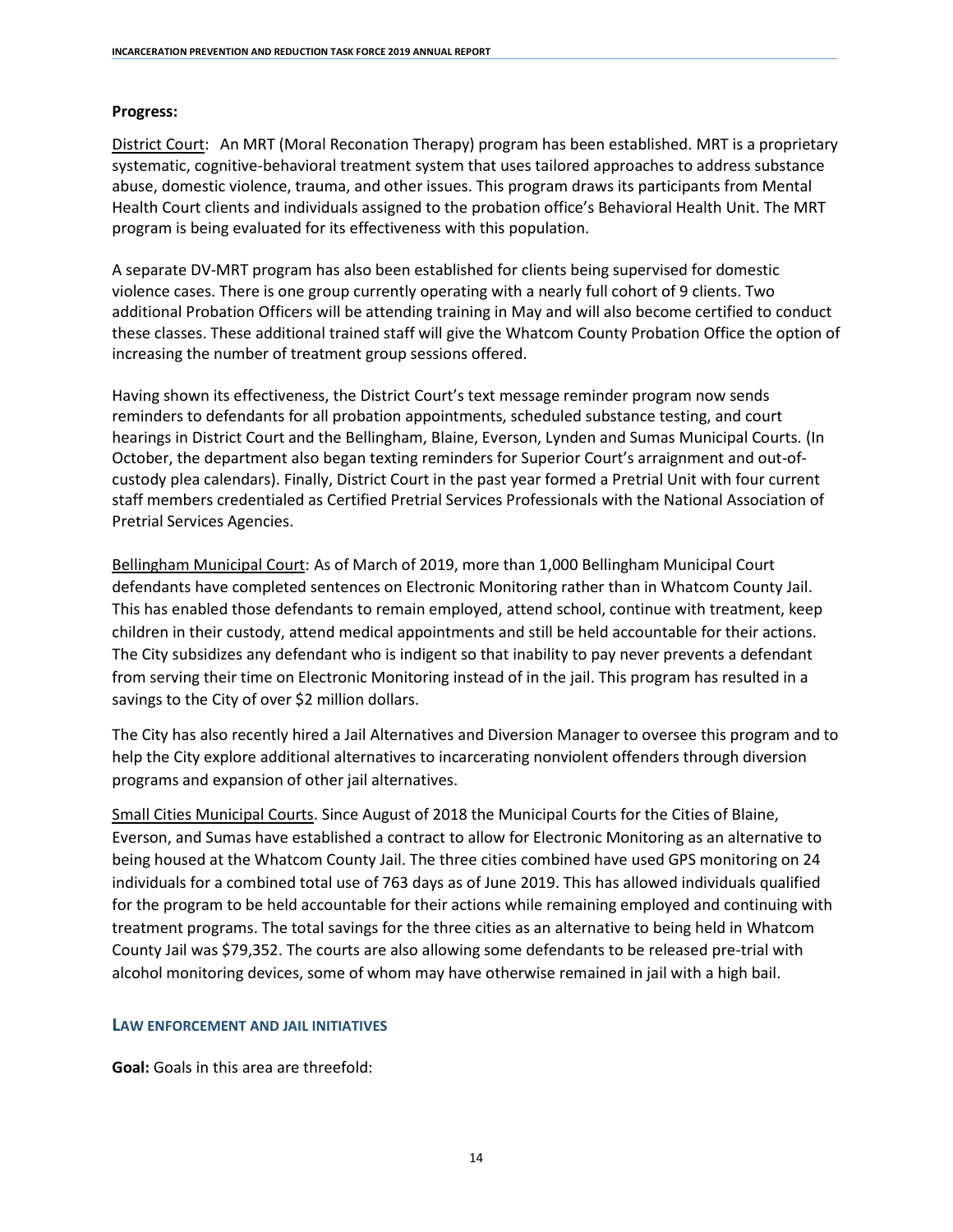**Progress:**

District Court: An MRT (Moral Reconation Therapy) program has been established. MRT is a proprietary systematic, cognitive-behavioral treatment system that uses tailored approaches to address substance abuse, domestic violence, trauma, and other issues. This program draws its participants from Mental Health Court clients and individuals assigned to the probation office's Behavioral Health Unit. The MRT program is being evaluated for its effectiveness with this population.

A separate DV-MRT program has also been established for clients being supervised for domestic violence cases. There is one group currently operating with a nearly full cohort of 9 clients. Two additional Probation Officers will be attending training in May and will also become certified to conduct these classes. These additional trained staff will give the Whatcom County Probation Office the option of increasing the number of treatment group sessions offered.

Having shown its effectiveness, the District Court's text message reminder program now sends reminders to defendants for all probation appointments, scheduled substance testing, and court hearings in District Court and the Bellingham, Blaine, Everson, Lynden and Sumas Municipal Courts. (In October, the department also began texting reminders for Superior Court's arraignment and out-of-custody plea calendars). Finally, District Court in the past year formed a Pretrial Unit with four current staff members credentialed as Certified Pretrial Services Professionals with the National Association of Pretrial Services Agencies.

Bellingham Municipal Court: As of March of 2019, more than 1,000 Bellingham Municipal Court defendants have completed sentences on Electronic Monitoring rather than in Whatcom County Jail. This has enabled those defendants to remain employed, attend school, continue with treatment, keep children in their custody, attend medical appointments and still be held accountable for their actions. The City subsidizes any defendant who is indigent so that inability to pay never prevents a defendant from serving their time on Electronic Monitoring instead of in the jail. This program has resulted in a savings to the City of over $2 million dollars.

The City has also recently hired a Jail Alternatives and Diversion Manager to oversee this program and to help the City explore additional alternatives to incarcerating nonviolent offenders through diversion programs and expansion of other jail alternatives.

Small Cities Municipal Courts. Since August of 2018 the Municipal Courts for the Cities of Blaine, Everson, and Sumas have established a contract to allow for Electronic Monitoring as an alternative to being housed at the Whatcom County Jail. The three cities combined have used GPS monitoring on 24 individuals for a combined total use of 763 days as of June 2019. This has allowed individuals qualified for the program to be held accountable for their actions while remaining employed and continuing with treatment programs. The total savings for the three cities as an alternative to being held in Whatcom County Jail was $79,352. The courts are also allowing some defendants to be released pre-trial with alcohol monitoring devices, some of whom may have otherwise remained in jail with a high bail.

### LAW ENFORCEMENT AND JAIL INITIATIVES

**Goal:** Goals in this area are threefold: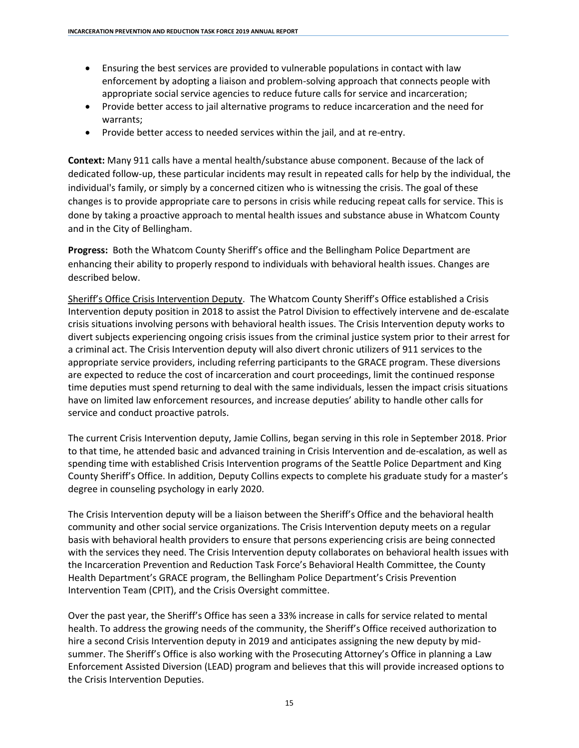- Ensuring the best services are provided to vulnerable populations in contact with law enforcement by adopting a liaison and problem-solving approach that connects people with appropriate social service agencies to reduce future calls for service and incarceration;
- Provide better access to jail alternative programs to reduce incarceration and the need for warrants;
- Provide better access to needed services within the jail, and at re-entry.

**Context:** Many 911 calls have a mental health/substance abuse component. Because of the lack of dedicated follow-up, these particular incidents may result in repeated calls for help by the individual, the individual's family, or simply by a concerned citizen who is witnessing the crisis. The goal of these changes is to provide appropriate care to persons in crisis while reducing repeat calls for service. This is done by taking a proactive approach to mental health issues and substance abuse in Whatcom County and in the City of Bellingham.

**Progress:** Both the Whatcom County Sheriff's office and the Bellingham Police Department are enhancing their ability to properly respond to individuals with behavioral health issues. Changes are described below.

Sheriff's Office Crisis Intervention Deputy. The Whatcom County Sheriff's Office established a Crisis Intervention deputy position in 2018 to assist the Patrol Division to effectively intervene and de-escalate crisis situations involving persons with behavioral health issues. The Crisis Intervention deputy works to divert subjects experiencing ongoing crisis issues from the criminal justice system prior to their arrest for a criminal act. The Crisis Intervention deputy will also divert chronic utilizers of 911 services to the appropriate service providers, including referring participants to the GRACE program. These diversions are expected to reduce the cost of incarceration and court proceedings, limit the continued response time deputies must spend returning to deal with the same individuals, lessen the impact crisis situations have on limited law enforcement resources, and increase deputies' ability to handle other calls for service and conduct proactive patrols.

The current Crisis Intervention deputy, Jamie Collins, began serving in this role in September 2018. Prior to that time, he attended basic and advanced training in Crisis Intervention and de-escalation, as well as spending time with established Crisis Intervention programs of the Seattle Police Department and King County Sheriff's Office. In addition, Deputy Collins expects to complete his graduate study for a master's degree in counseling psychology in early 2020.

The Crisis Intervention deputy will be a liaison between the Sheriff's Office and the behavioral health community and other social service organizations. The Crisis Intervention deputy meets on a regular basis with behavioral health providers to ensure that persons experiencing crisis are being connected with the services they need. The Crisis Intervention deputy collaborates on behavioral health issues with the Incarceration Prevention and Reduction Task Force's Behavioral Health Committee, the County Health Department's GRACE program, the Bellingham Police Department's Crisis Prevention Intervention Team (CPIT), and the Crisis Oversight committee.

Over the past year, the Sheriff's Office has seen a 33% increase in calls for service related to mental health. To address the growing needs of the community, the Sheriff's Office received authorization to hire a second Crisis Intervention deputy in 2019 and anticipates assigning the new deputy by mid-summer. The Sheriff's Office is also working with the Prosecuting Attorney's Office in planning a Law Enforcement Assisted Diversion (LEAD) program and believes that this will provide increased options to the Crisis Intervention Deputies.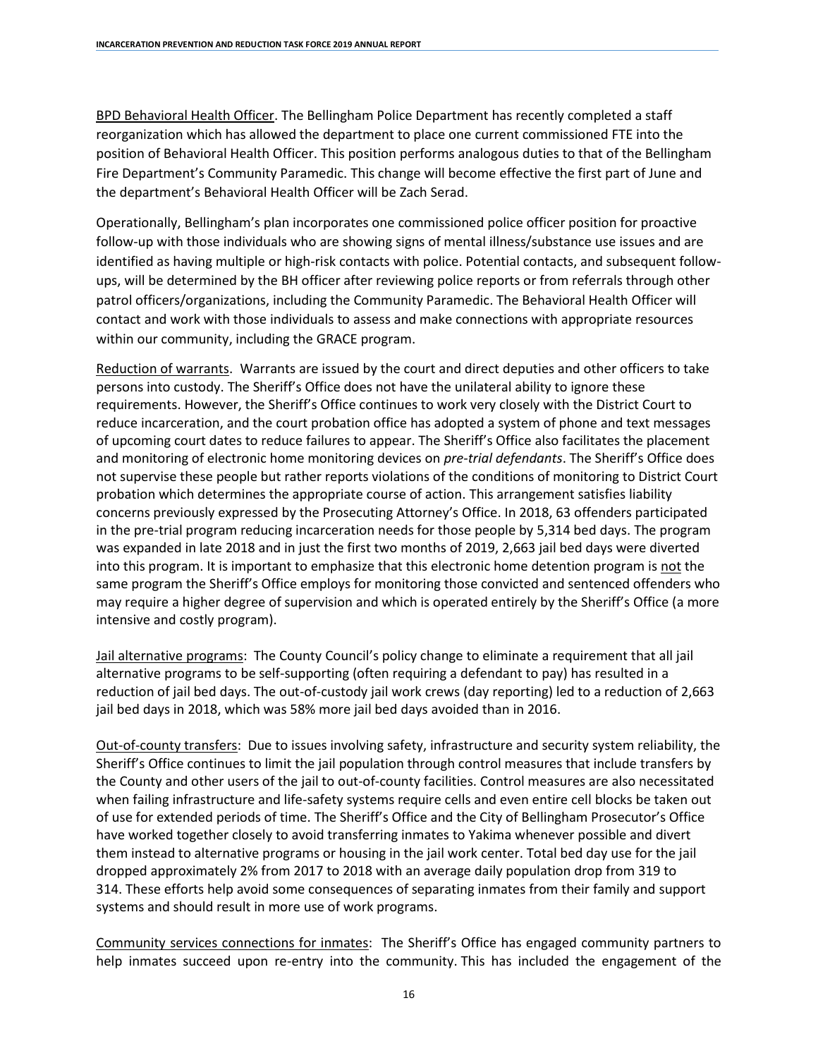<u>BPD Behavioral Health Officer</u>. The Bellingham Police Department has recently completed a staff reorganization which has allowed the department to place one current commissioned FTE into the position of Behavioral Health Officer. This position performs analogous duties to that of the Bellingham Fire Department's Community Paramedic. This change will become effective the first part of June and the department's Behavioral Health Officer will be Zach Serad.

Operationally, Bellingham's plan incorporates one commissioned police officer position for proactive follow-up with those individuals who are showing signs of mental illness/substance use issues and are identified as having multiple or high-risk contacts with police. Potential contacts, and subsequent follow-ups, will be determined by the BH officer after reviewing police reports or from referrals through other patrol officers/organizations, including the Community Paramedic. The Behavioral Health Officer will contact and work with those individuals to assess and make connections with appropriate resources within our community, including the GRACE program.

<u>Reduction of warrants</u>. Warrants are issued by the court and direct deputies and other officers to take persons into custody. The Sheriff's Office does not have the unilateral ability to ignore these requirements. However, the Sheriff's Office continues to work very closely with the District Court to reduce incarceration, and the court probation office has adopted a system of phone and text messages of upcoming court dates to reduce failures to appear. The Sheriff's Office also facilitates the placement and monitoring of electronic home monitoring devices on *pre-trial defendants*. The Sheriff's Office does not supervise these people but rather reports violations of the conditions of monitoring to District Court probation which determines the appropriate course of action. This arrangement satisfies liability concerns previously expressed by the Prosecuting Attorney's Office. In 2018, 63 offenders participated in the pre-trial program reducing incarceration needs for those people by 5,314 bed days. The program was expanded in late 2018 and in just the first two months of 2019, 2,663 jail bed days were diverted into this program. It is important to emphasize that this electronic home detention program is <u>not</u> the same program the Sheriff's Office employs for monitoring those convicted and sentenced offenders who may require a higher degree of supervision and which is operated entirely by the Sheriff's Office (a more intensive and costly program).

<u>Jail alternative programs</u>: The County Council's policy change to eliminate a requirement that all jail alternative programs to be self-supporting (often requiring a defendant to pay) has resulted in a reduction of jail bed days. The out-of-custody jail work crews (day reporting) led to a reduction of 2,663 jail bed days in 2018, which was 58% more jail bed days avoided than in 2016.

<u>Out-of-county transfers</u>: Due to issues involving safety, infrastructure and security system reliability, the Sheriff's Office continues to limit the jail population through control measures that include transfers by the County and other users of the jail to out-of-county facilities. Control measures are also necessitated when failing infrastructure and life-safety systems require cells and even entire cell blocks be taken out of use for extended periods of time. The Sheriff's Office and the City of Bellingham Prosecutor's Office have worked together closely to avoid transferring inmates to Yakima whenever possible and divert them instead to alternative programs or housing in the jail work center. Total bed day use for the jail dropped approximately 2% from 2017 to 2018 with an average daily population drop from 319 to 314. These efforts help avoid some consequences of separating inmates from their family and support systems and should result in more use of work programs.

<u>Community services connections for inmates</u>: The Sheriff's Office has engaged community partners to help inmates succeed upon re-entry into the community. This has included the engagement of the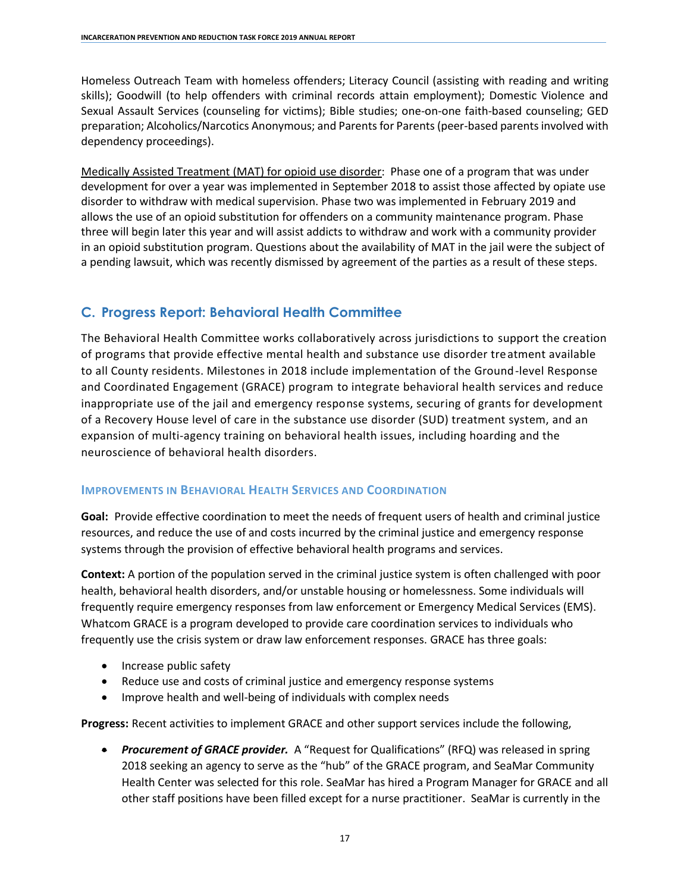Homeless Outreach Team with homeless offenders; Literacy Council (assisting with reading and writing skills); Goodwill (to help offenders with criminal records attain employment); Domestic Violence and Sexual Assault Services (counseling for victims); Bible studies; one-on-one faith-based counseling; GED preparation; Alcoholics/Narcotics Anonymous; and Parents for Parents (peer-based parents involved with dependency proceedings).

Medically Assisted Treatment (MAT) for opioid use disorder: Phase one of a program that was under development for over a year was implemented in September 2018 to assist those affected by opiate use disorder to withdraw with medical supervision. Phase two was implemented in February 2019 and allows the use of an opioid substitution for offenders on a community maintenance program. Phase three will begin later this year and will assist addicts to withdraw and work with a community provider in an opioid substitution program. Questions about the availability of MAT in the jail were the subject of a pending lawsuit, which was recently dismissed by agreement of the parties as a result of these steps.

## C. Progress Report: Behavioral Health Committee

The Behavioral Health Committee works collaboratively across jurisdictions to support the creation of programs that provide effective mental health and substance use disorder treatment available to all County residents. Milestones in 2018 include implementation of the Ground-level Response and Coordinated Engagement (GRACE) program to integrate behavioral health services and reduce inappropriate use of the jail and emergency response systems, securing of grants for development of a Recovery House level of care in the substance use disorder (SUD) treatment system, and an expansion of multi-agency training on behavioral health issues, including hoarding and the neuroscience of behavioral health disorders.

### Improvements in Behavioral Health Services and Coordination

**Goal:** Provide effective coordination to meet the needs of frequent users of health and criminal justice resources, and reduce the use of and costs incurred by the criminal justice and emergency response systems through the provision of effective behavioral health programs and services.

**Context:** A portion of the population served in the criminal justice system is often challenged with poor health, behavioral health disorders, and/or unstable housing or homelessness. Some individuals will frequently require emergency responses from law enforcement or Emergency Medical Services (EMS). Whatcom GRACE is a program developed to provide care coordination services to individuals who frequently use the crisis system or draw law enforcement responses. GRACE has three goals:

- Increase public safety
- Reduce use and costs of criminal justice and emergency response systems
- Improve health and well-being of individuals with complex needs

**Progress:** Recent activities to implement GRACE and other support services include the following,

- ***Procurement of GRACE provider.*** A "Request for Qualifications" (RFQ) was released in spring 2018 seeking an agency to serve as the "hub" of the GRACE program, and SeaMar Community Health Center was selected for this role. SeaMar has hired a Program Manager for GRACE and all other staff positions have been filled except for a nurse practitioner. SeaMar is currently in the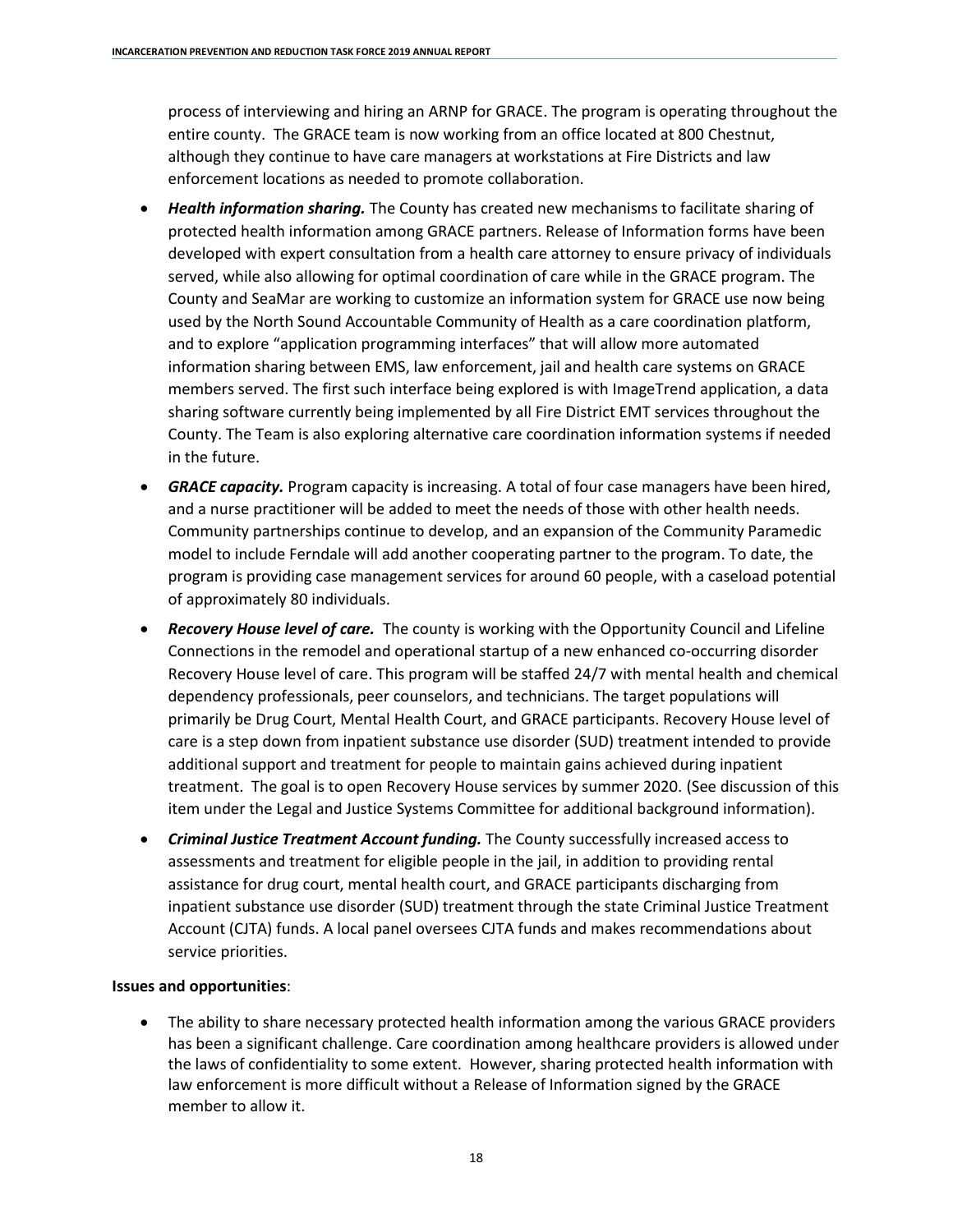process of interviewing and hiring an ARNP for GRACE. The program is operating throughout the entire county. The GRACE team is now working from an office located at 800 Chestnut, although they continue to have care managers at workstations at Fire Districts and law enforcement locations as needed to promote collaboration.

- ***Health information sharing.*** The County has created new mechanisms to facilitate sharing of protected health information among GRACE partners. Release of Information forms have been developed with expert consultation from a health care attorney to ensure privacy of individuals served, while also allowing for optimal coordination of care while in the GRACE program. The County and SeaMar are working to customize an information system for GRACE use now being used by the North Sound Accountable Community of Health as a care coordination platform, and to explore "application programming interfaces" that will allow more automated information sharing between EMS, law enforcement, jail and health care systems on GRACE members served. The first such interface being explored is with ImageTrend application, a data sharing software currently being implemented by all Fire District EMT services throughout the County. The Team is also exploring alternative care coordination information systems if needed in the future.
- ***GRACE capacity.*** Program capacity is increasing. A total of four case managers have been hired, and a nurse practitioner will be added to meet the needs of those with other health needs. Community partnerships continue to develop, and an expansion of the Community Paramedic model to include Ferndale will add another cooperating partner to the program. To date, the program is providing case management services for around 60 people, with a caseload potential of approximately 80 individuals.
- ***Recovery House level of care.*** The county is working with the Opportunity Council and Lifeline Connections in the remodel and operational startup of a new enhanced co-occurring disorder Recovery House level of care. This program will be staffed 24/7 with mental health and chemical dependency professionals, peer counselors, and technicians. The target populations will primarily be Drug Court, Mental Health Court, and GRACE participants. Recovery House level of care is a step down from inpatient substance use disorder (SUD) treatment intended to provide additional support and treatment for people to maintain gains achieved during inpatient treatment. The goal is to open Recovery House services by summer 2020. (See discussion of this item under the Legal and Justice Systems Committee for additional background information).
- ***Criminal Justice Treatment Account funding.*** The County successfully increased access to assessments and treatment for eligible people in the jail, in addition to providing rental assistance for drug court, mental health court, and GRACE participants discharging from inpatient substance use disorder (SUD) treatment through the state Criminal Justice Treatment Account (CJTA) funds. A local panel oversees CJTA funds and makes recommendations about service priorities.

**Issues and opportunities**:

- The ability to share necessary protected health information among the various GRACE providers has been a significant challenge. Care coordination among healthcare providers is allowed under the laws of confidentiality to some extent. However, sharing protected health information with law enforcement is more difficult without a Release of Information signed by the GRACE member to allow it.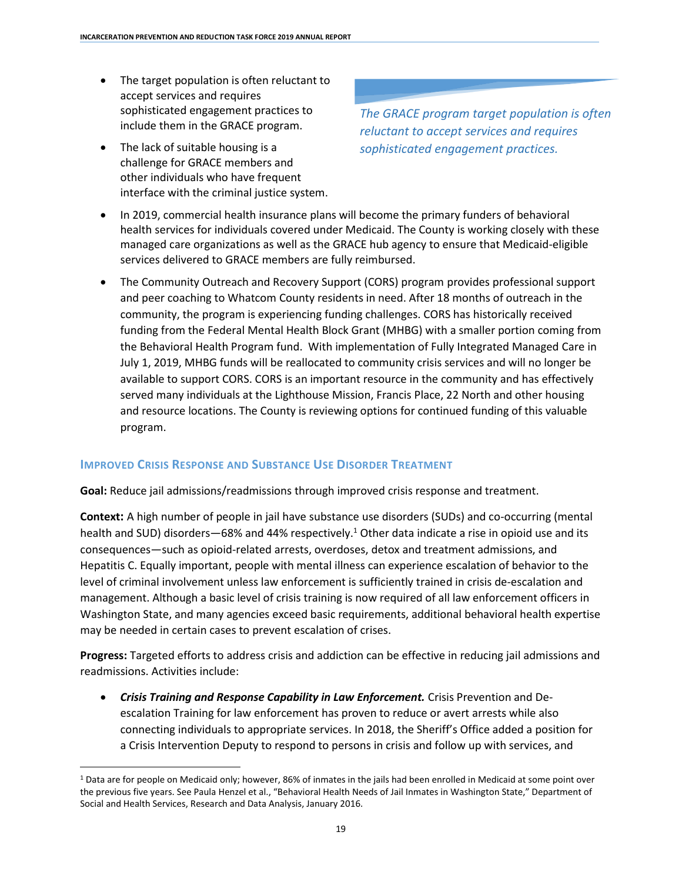- The target population is often reluctant to accept services and requires sophisticated engagement practices to include them in the GRACE program.
- The lack of suitable housing is a challenge for GRACE members and other individuals who have frequent interface with the criminal justice system.

*The GRACE program target population is often reluctant to accept services and requires sophisticated engagement practices.*

- In 2019, commercial health insurance plans will become the primary funders of behavioral health services for individuals covered under Medicaid. The County is working closely with these managed care organizations as well as the GRACE hub agency to ensure that Medicaid-eligible services delivered to GRACE members are fully reimbursed.
- The Community Outreach and Recovery Support (CORS) program provides professional support and peer coaching to Whatcom County residents in need. After 18 months of outreach in the community, the program is experiencing funding challenges. CORS has historically received funding from the Federal Mental Health Block Grant (MHBG) with a smaller portion coming from the Behavioral Health Program fund. With implementation of Fully Integrated Managed Care in July 1, 2019, MHBG funds will be reallocated to community crisis services and will no longer be available to support CORS. CORS is an important resource in the community and has effectively served many individuals at the Lighthouse Mission, Francis Place, 22 North and other housing and resource locations. The County is reviewing options for continued funding of this valuable program.

### Improved Crisis Response and Substance Use Disorder Treatment

**Goal:** Reduce jail admissions/readmissions through improved crisis response and treatment.

**Context:** A high number of people in jail have substance use disorders (SUDs) and co-occurring (mental health and SUD) disorders—68% and 44% respectively.[1] Other data indicate a rise in opioid use and its consequences—such as opioid-related arrests, overdoses, detox and treatment admissions, and Hepatitis C. Equally important, people with mental illness can experience escalation of behavior to the level of criminal involvement unless law enforcement is sufficiently trained in crisis de-escalation and management. Although a basic level of crisis training is now required of all law enforcement officers in Washington State, and many agencies exceed basic requirements, additional behavioral health expertise may be needed in certain cases to prevent escalation of crises.

**Progress:** Targeted efforts to address crisis and addiction can be effective in reducing jail admissions and readmissions. Activities include:

- ***Crisis Training and Response Capability in Law Enforcement.*** Crisis Prevention and De-escalation Training for law enforcement has proven to reduce or avert arrests while also connecting individuals to appropriate services. In 2018, the Sheriff's Office added a position for a Crisis Intervention Deputy to respond to persons in crisis and follow up with services, and

[1] Data are for people on Medicaid only; however, 86% of inmates in the jails had been enrolled in Medicaid at some point over the previous five years. See Paula Henzel et al., "Behavioral Health Needs of Jail Inmates in Washington State," Department of Social and Health Services, Research and Data Analysis, January 2016.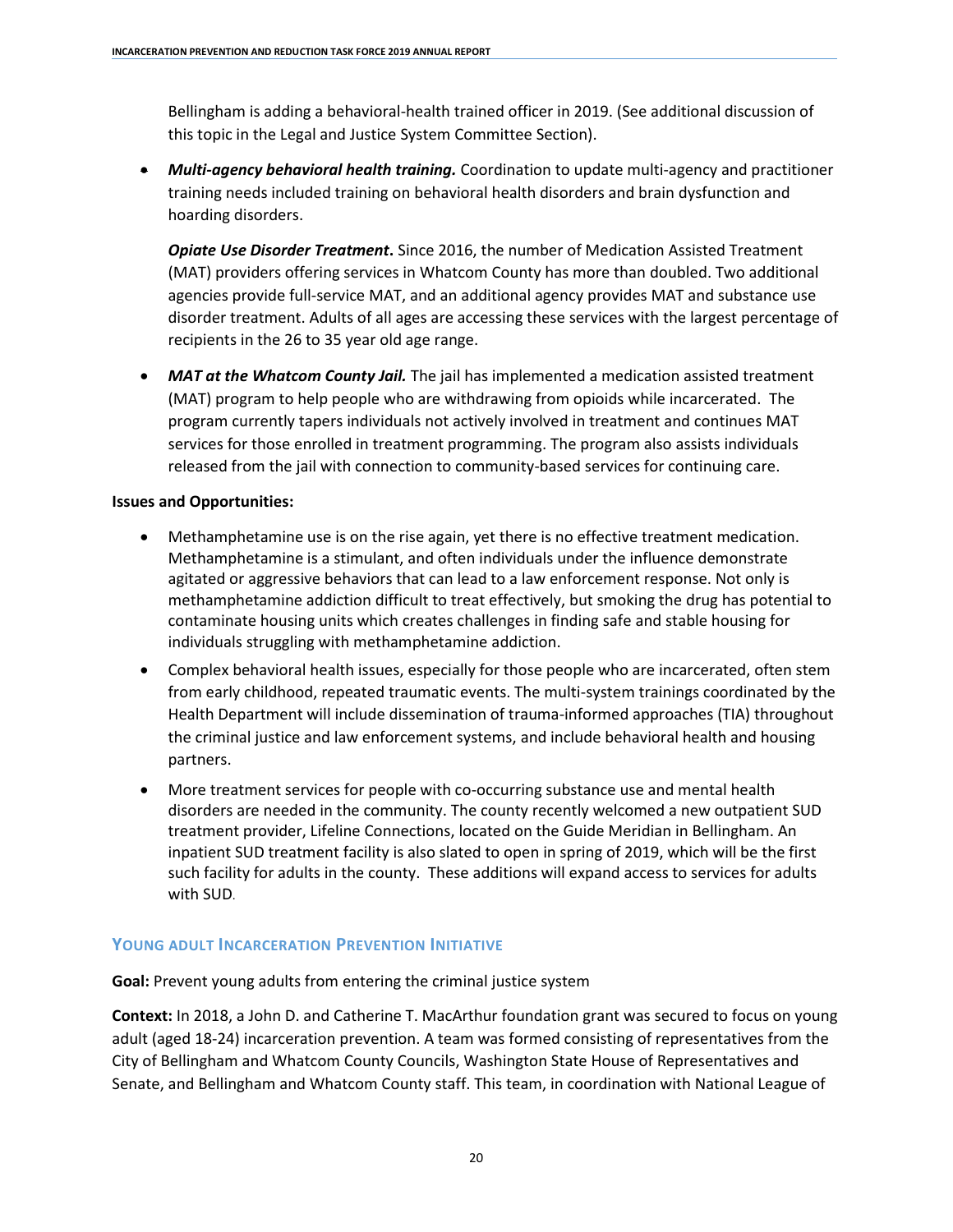Bellingham is adding a behavioral-health trained officer in 2019. (See additional discussion of this topic in the Legal and Justice System Committee Section).

- ***Multi-agency behavioral health training.*** Coordination to update multi-agency and practitioner training needs included training on behavioral health disorders and brain dysfunction and hoarding disorders.

  ***Opiate Use Disorder Treatment*.** Since 2016, the number of Medication Assisted Treatment (MAT) providers offering services in Whatcom County has more than doubled. Two additional agencies provide full-service MAT, and an additional agency provides MAT and substance use disorder treatment. Adults of all ages are accessing these services with the largest percentage of recipients in the 26 to 35 year old age range.

- ***MAT at the Whatcom County Jail.*** The jail has implemented a medication assisted treatment (MAT) program to help people who are withdrawing from opioids while incarcerated. The program currently tapers individuals not actively involved in treatment and continues MAT services for those enrolled in treatment programming. The program also assists individuals released from the jail with connection to community-based services for continuing care.

**Issues and Opportunities:**

- Methamphetamine use is on the rise again, yet there is no effective treatment medication. Methamphetamine is a stimulant, and often individuals under the influence demonstrate agitated or aggressive behaviors that can lead to a law enforcement response. Not only is methamphetamine addiction difficult to treat effectively, but smoking the drug has potential to contaminate housing units which creates challenges in finding safe and stable housing for individuals struggling with methamphetamine addiction.
- Complex behavioral health issues, especially for those people who are incarcerated, often stem from early childhood, repeated traumatic events. The multi-system trainings coordinated by the Health Department will include dissemination of trauma-informed approaches (TIA) throughout the criminal justice and law enforcement systems, and include behavioral health and housing partners.
- More treatment services for people with co-occurring substance use and mental health disorders are needed in the community. The county recently welcomed a new outpatient SUD treatment provider, Lifeline Connections, located on the Guide Meridian in Bellingham. An inpatient SUD treatment facility is also slated to open in spring of 2019, which will be the first such facility for adults in the county. These additions will expand access to services for adults with SUD.

## Young Adult Incarceration Prevention Initiative

**Goal:** Prevent young adults from entering the criminal justice system

**Context:** In 2018, a John D. and Catherine T. MacArthur foundation grant was secured to focus on young adult (aged 18-24) incarceration prevention. A team was formed consisting of representatives from the City of Bellingham and Whatcom County Councils, Washington State House of Representatives and Senate, and Bellingham and Whatcom County staff. This team, in coordination with National League of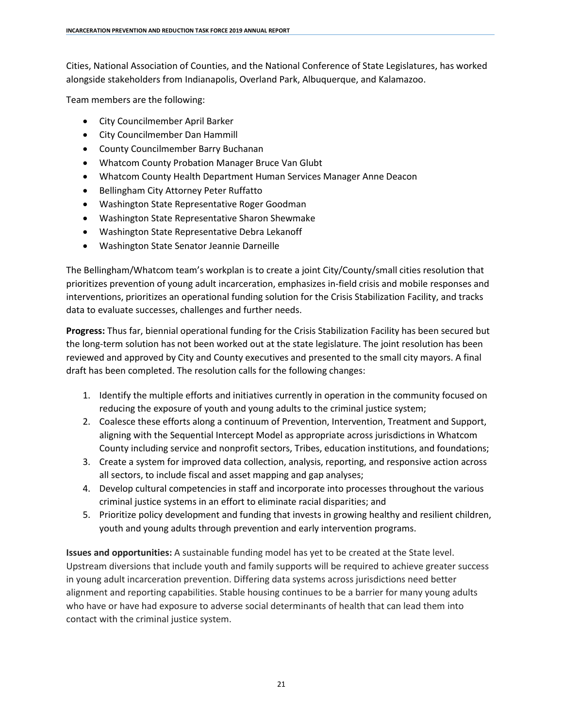Cities, National Association of Counties, and the National Conference of State Legislatures, has worked alongside stakeholders from Indianapolis, Overland Park, Albuquerque, and Kalamazoo.

Team members are the following:

- City Councilmember April Barker
- City Councilmember Dan Hammill
- County Councilmember Barry Buchanan
- Whatcom County Probation Manager Bruce Van Glubt
- Whatcom County Health Department Human Services Manager Anne Deacon
- Bellingham City Attorney Peter Ruffatto
- Washington State Representative Roger Goodman
- Washington State Representative Sharon Shewmake
- Washington State Representative Debra Lekanoff
- Washington State Senator Jeannie Darneille

The Bellingham/Whatcom team's workplan is to create a joint City/County/small cities resolution that prioritizes prevention of young adult incarceration, emphasizes in-field crisis and mobile responses and interventions, prioritizes an operational funding solution for the Crisis Stabilization Facility, and tracks data to evaluate successes, challenges and further needs.

**Progress:** Thus far, biennial operational funding for the Crisis Stabilization Facility has been secured but the long-term solution has not been worked out at the state legislature. The joint resolution has been reviewed and approved by City and County executives and presented to the small city mayors. A final draft has been completed. The resolution calls for the following changes:

1. Identify the multiple efforts and initiatives currently in operation in the community focused on reducing the exposure of youth and young adults to the criminal justice system;
2. Coalesce these efforts along a continuum of Prevention, Intervention, Treatment and Support, aligning with the Sequential Intercept Model as appropriate across jurisdictions in Whatcom County including service and nonprofit sectors, Tribes, education institutions, and foundations;
3. Create a system for improved data collection, analysis, reporting, and responsive action across all sectors, to include fiscal and asset mapping and gap analyses;
4. Develop cultural competencies in staff and incorporate into processes throughout the various criminal justice systems in an effort to eliminate racial disparities; and
5. Prioritize policy development and funding that invests in growing healthy and resilient children, youth and young adults through prevention and early intervention programs.

**Issues and opportunities:** A sustainable funding model has yet to be created at the State level. Upstream diversions that include youth and family supports will be required to achieve greater success in young adult incarceration prevention. Differing data systems across jurisdictions need better alignment and reporting capabilities. Stable housing continues to be a barrier for many young adults who have or have had exposure to adverse social determinants of health that can lead them into contact with the criminal justice system.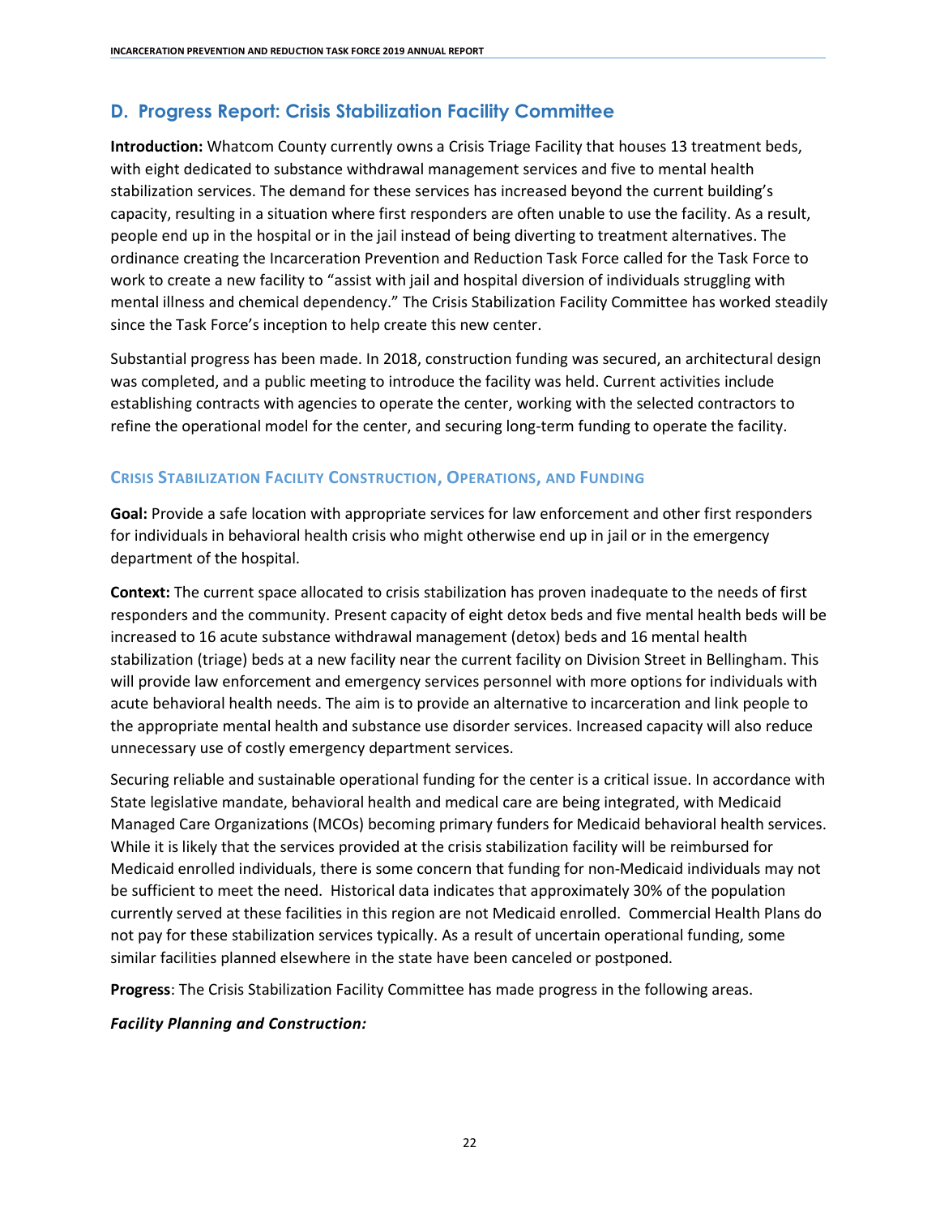## D. Progress Report: Crisis Stabilization Facility Committee

**Introduction:** Whatcom County currently owns a Crisis Triage Facility that houses 13 treatment beds, with eight dedicated to substance withdrawal management services and five to mental health stabilization services. The demand for these services has increased beyond the current building's capacity, resulting in a situation where first responders are often unable to use the facility. As a result, people end up in the hospital or in the jail instead of being diverting to treatment alternatives. The ordinance creating the Incarceration Prevention and Reduction Task Force called for the Task Force to work to create a new facility to "assist with jail and hospital diversion of individuals struggling with mental illness and chemical dependency." The Crisis Stabilization Facility Committee has worked steadily since the Task Force's inception to help create this new center.

Substantial progress has been made. In 2018, construction funding was secured, an architectural design was completed, and a public meeting to introduce the facility was held. Current activities include establishing contracts with agencies to operate the center, working with the selected contractors to refine the operational model for the center, and securing long-term funding to operate the facility.

### Crisis Stabilization Facility Construction, Operations, and Funding

**Goal:** Provide a safe location with appropriate services for law enforcement and other first responders for individuals in behavioral health crisis who might otherwise end up in jail or in the emergency department of the hospital.

**Context:** The current space allocated to crisis stabilization has proven inadequate to the needs of first responders and the community. Present capacity of eight detox beds and five mental health beds will be increased to 16 acute substance withdrawal management (detox) beds and 16 mental health stabilization (triage) beds at a new facility near the current facility on Division Street in Bellingham. This will provide law enforcement and emergency services personnel with more options for individuals with acute behavioral health needs. The aim is to provide an alternative to incarceration and link people to the appropriate mental health and substance use disorder services. Increased capacity will also reduce unnecessary use of costly emergency department services.

Securing reliable and sustainable operational funding for the center is a critical issue. In accordance with State legislative mandate, behavioral health and medical care are being integrated, with Medicaid Managed Care Organizations (MCOs) becoming primary funders for Medicaid behavioral health services. While it is likely that the services provided at the crisis stabilization facility will be reimbursed for Medicaid enrolled individuals, there is some concern that funding for non-Medicaid individuals may not be sufficient to meet the need. Historical data indicates that approximately 30% of the population currently served at these facilities in this region are not Medicaid enrolled. Commercial Health Plans do not pay for these stabilization services typically. As a result of uncertain operational funding, some similar facilities planned elsewhere in the state have been canceled or postponed.

**Progress**: The Crisis Stabilization Facility Committee has made progress in the following areas.

***Facility Planning and Construction:***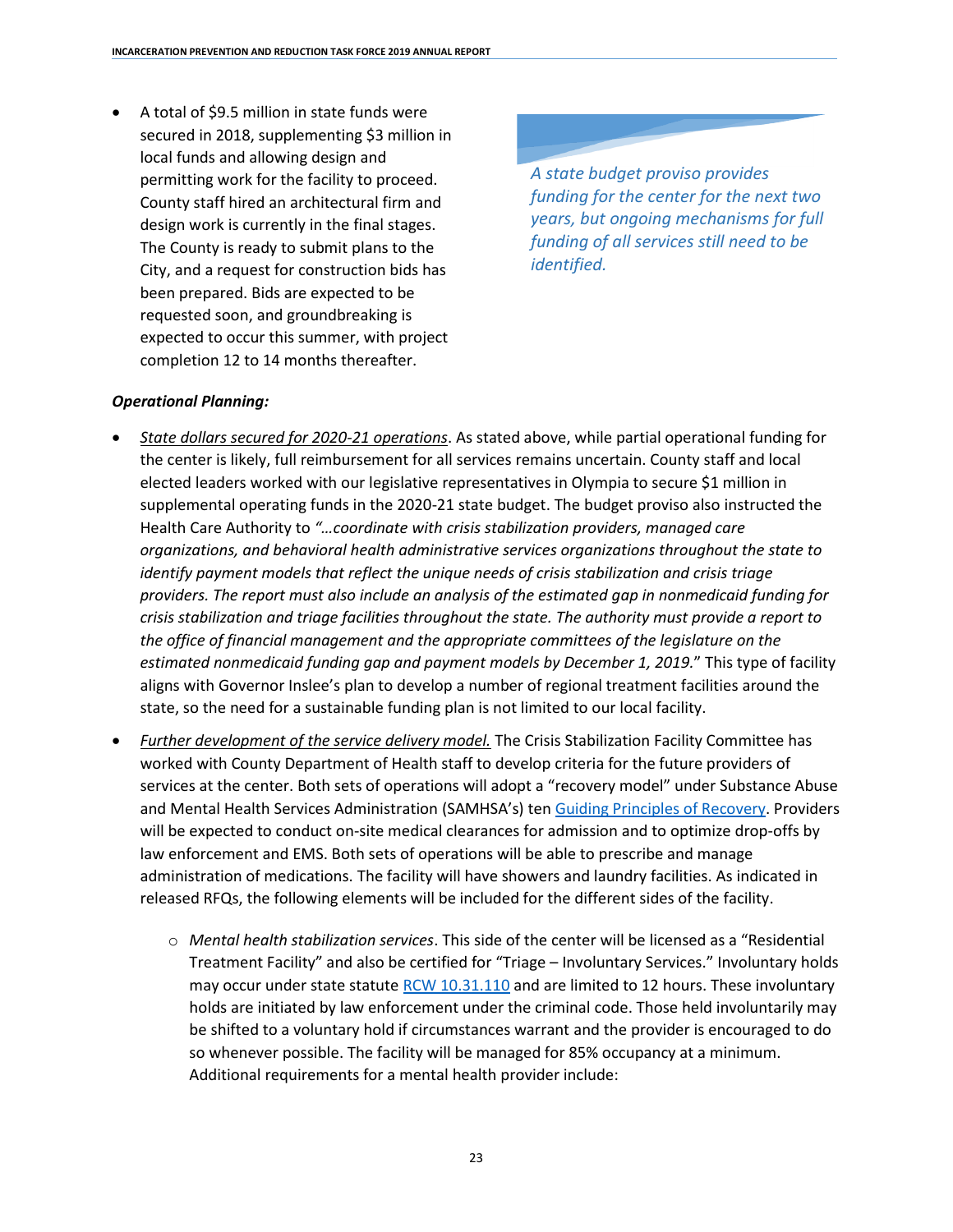- A total of $9.5 million in state funds were secured in 2018, supplementing $3 million in local funds and allowing design and permitting work for the facility to proceed. County staff hired an architectural firm and design work is currently in the final stages. The County is ready to submit plans to the City, and a request for construction bids has been prepared. Bids are expected to be requested soon, and groundbreaking is expected to occur this summer, with project completion 12 to 14 months thereafter.

*A state budget proviso provides funding for the center for the next two years, but ongoing mechanisms for full funding of all services still need to be identified.*

***Operational Planning:***

- *State dollars secured for 2020-21 operations*. As stated above, while partial operational funding for the center is likely, full reimbursement for all services remains uncertain. County staff and local elected leaders worked with our legislative representatives in Olympia to secure $1 million in supplemental operating funds in the 2020-21 state budget. The budget proviso also instructed the Health Care Authority to *"…coordinate with crisis stabilization providers, managed care organizations, and behavioral health administrative services organizations throughout the state to identify payment models that reflect the unique needs of crisis stabilization and crisis triage providers. The report must also include an analysis of the estimated gap in nonmedicaid funding for crisis stabilization and triage facilities throughout the state. The authority must provide a report to the office of financial management and the appropriate committees of the legislature on the estimated nonmedicaid funding gap and payment models by December 1, 2019.*" This type of facility aligns with Governor Inslee's plan to develop a number of regional treatment facilities around the state, so the need for a sustainable funding plan is not limited to our local facility.
- *Further development of the service delivery model.* The Crisis Stabilization Facility Committee has worked with County Department of Health staff to develop criteria for the future providers of services at the center. Both sets of operations will adopt a "recovery model" under Substance Abuse and Mental Health Services Administration (SAMHSA's) ten Guiding Principles of Recovery. Providers will be expected to conduct on-site medical clearances for admission and to optimize drop-offs by law enforcement and EMS. Both sets of operations will be able to prescribe and manage administration of medications. The facility will have showers and laundry facilities. As indicated in released RFQs, the following elements will be included for the different sides of the facility.
  - *Mental health stabilization services*. This side of the center will be licensed as a "Residential Treatment Facility" and also be certified for "Triage – Involuntary Services." Involuntary holds may occur under state statute RCW 10.31.110 and are limited to 12 hours. These involuntary holds are initiated by law enforcement under the criminal code. Those held involuntarily may be shifted to a voluntary hold if circumstances warrant and the provider is encouraged to do so whenever possible. The facility will be managed for 85% occupancy at a minimum. Additional requirements for a mental health provider include: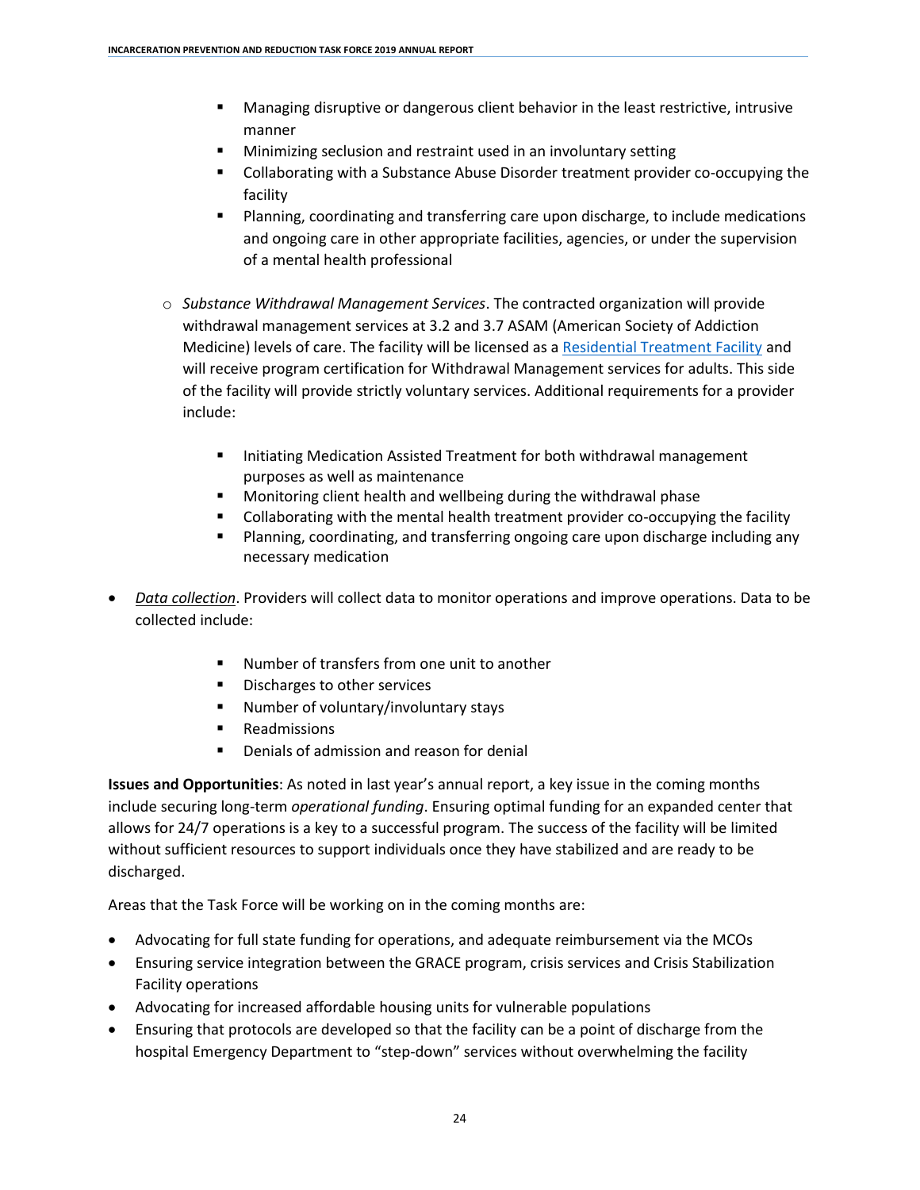- Managing disruptive or dangerous client behavior in the least restrictive, intrusive manner
   - Minimizing seclusion and restraint used in an involuntary setting
   - Collaborating with a Substance Abuse Disorder treatment provider co-occupying the facility
   - Planning, coordinating and transferring care upon discharge, to include medications and ongoing care in other appropriate facilities, agencies, or under the supervision of a mental health professional

- *Substance Withdrawal Management Services*. The contracted organization will provide withdrawal management services at 3.2 and 3.7 ASAM (American Society of Addiction Medicine) levels of care. The facility will be licensed as a Residential Treatment Facility and will receive program certification for Withdrawal Management services for adults. This side of the facility will provide strictly voluntary services. Additional requirements for a provider include:

   - Initiating Medication Assisted Treatment for both withdrawal management purposes as well as maintenance
   - Monitoring client health and wellbeing during the withdrawal phase
   - Collaborating with the mental health treatment provider co-occupying the facility
   - Planning, coordinating, and transferring ongoing care upon discharge including any necessary medication

- ***Data collection***. Providers will collect data to monitor operations and improve operations. Data to be collected include:

   - Number of transfers from one unit to another
   - Discharges to other services
   - Number of voluntary/involuntary stays
   - Readmissions
   - Denials of admission and reason for denial

**Issues and Opportunities**: As noted in last year's annual report, a key issue in the coming months include securing long-term *operational funding*. Ensuring optimal funding for an expanded center that allows for 24/7 operations is a key to a successful program. The success of the facility will be limited without sufficient resources to support individuals once they have stabilized and are ready to be discharged.

Areas that the Task Force will be working on in the coming months are:

- Advocating for full state funding for operations, and adequate reimbursement via the MCOs
- Ensuring service integration between the GRACE program, crisis services and Crisis Stabilization Facility operations
- Advocating for increased affordable housing units for vulnerable populations
- Ensuring that protocols are developed so that the facility can be a point of discharge from the hospital Emergency Department to "step-down" services without overwhelming the facility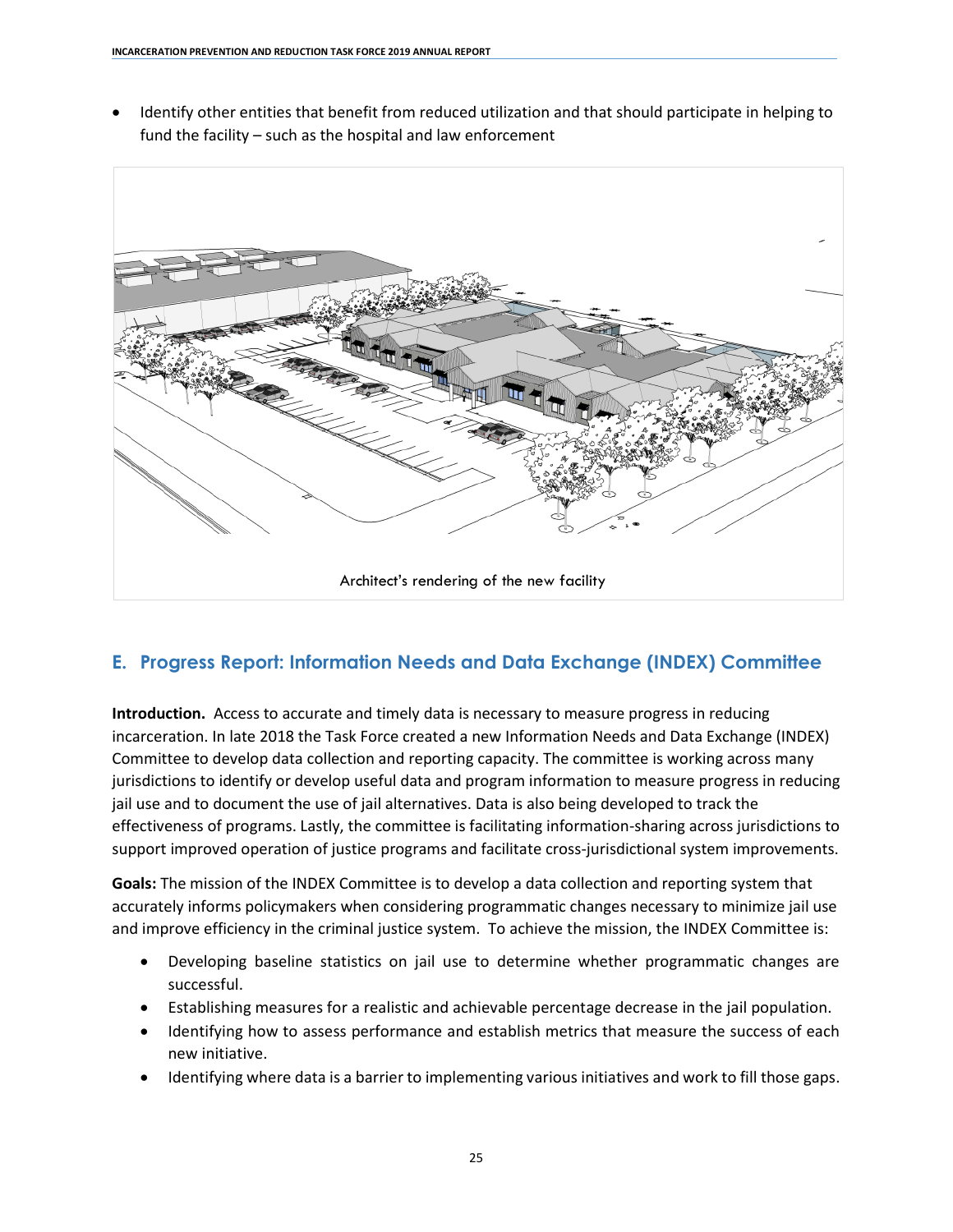- Identify other entities that benefit from reduced utilization and that should participate in helping to fund the facility – such as the hospital and law enforcement

Architect's rendering of the new facility

## E. Progress Report: Information Needs and Data Exchange (INDEX) Committee

**Introduction.** Access to accurate and timely data is necessary to measure progress in reducing incarceration. In late 2018 the Task Force created a new Information Needs and Data Exchange (INDEX) Committee to develop data collection and reporting capacity. The committee is working across many jurisdictions to identify or develop useful data and program information to measure progress in reducing jail use and to document the use of jail alternatives. Data is also being developed to track the effectiveness of programs. Lastly, the committee is facilitating information-sharing across jurisdictions to support improved operation of justice programs and facilitate cross-jurisdictional system improvements.

**Goals:** The mission of the INDEX Committee is to develop a data collection and reporting system that accurately informs policymakers when considering programmatic changes necessary to minimize jail use and improve efficiency in the criminal justice system. To achieve the mission, the INDEX Committee is:

- Developing baseline statistics on jail use to determine whether programmatic changes are successful.
- Establishing measures for a realistic and achievable percentage decrease in the jail population.
- Identifying how to assess performance and establish metrics that measure the success of each new initiative.
- Identifying where data is a barrier to implementing various initiatives and work to fill those gaps.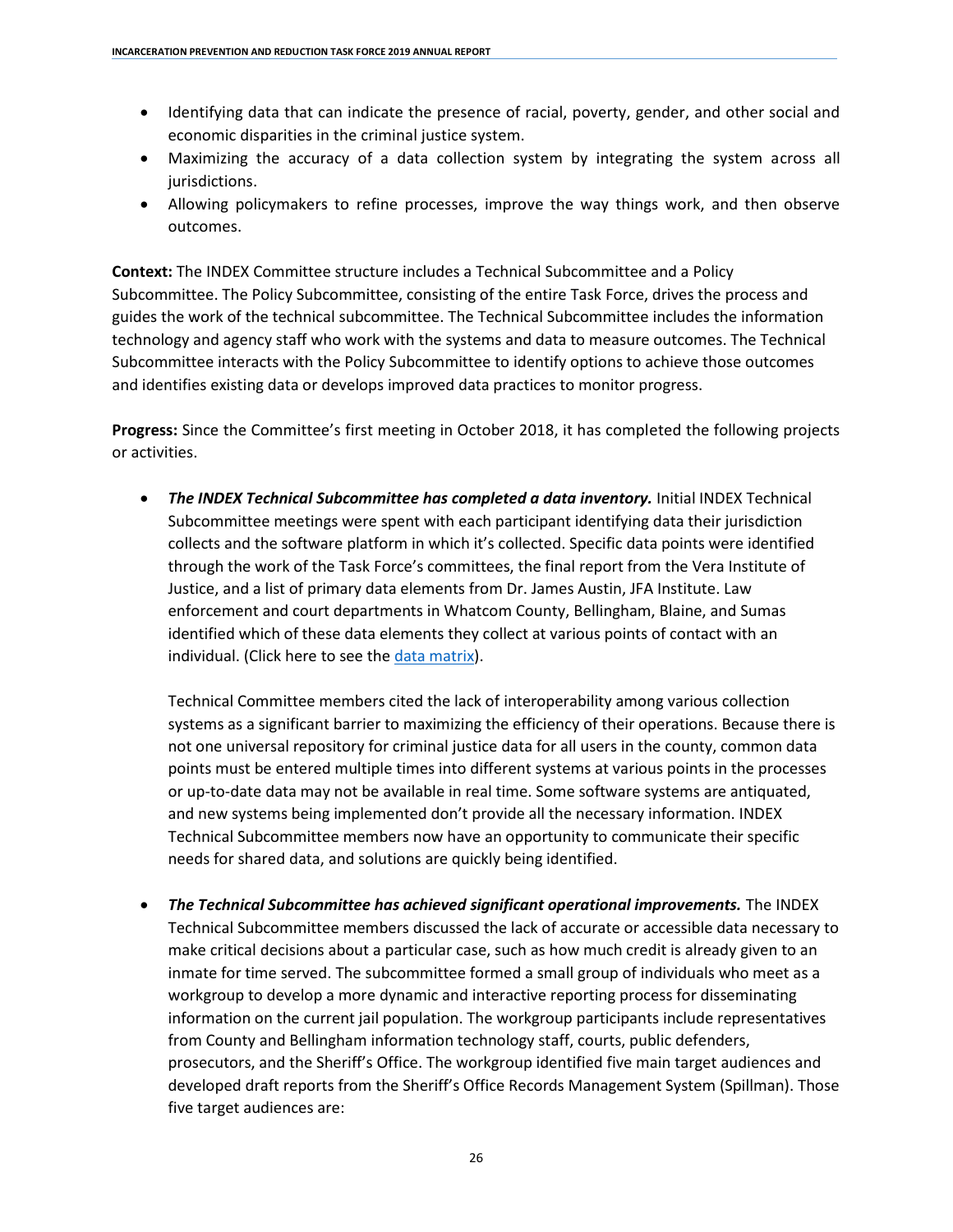- Identifying data that can indicate the presence of racial, poverty, gender, and other social and economic disparities in the criminal justice system.
- Maximizing the accuracy of a data collection system by integrating the system across all jurisdictions.
- Allowing policymakers to refine processes, improve the way things work, and then observe outcomes.

**Context:** The INDEX Committee structure includes a Technical Subcommittee and a Policy Subcommittee. The Policy Subcommittee, consisting of the entire Task Force, drives the process and guides the work of the technical subcommittee. The Technical Subcommittee includes the information technology and agency staff who work with the systems and data to measure outcomes. The Technical Subcommittee interacts with the Policy Subcommittee to identify options to achieve those outcomes and identifies existing data or develops improved data practices to monitor progress.

**Progress:** Since the Committee's first meeting in October 2018, it has completed the following projects or activities.

- ***The INDEX Technical Subcommittee has completed a data inventory.*** Initial INDEX Technical Subcommittee meetings were spent with each participant identifying data their jurisdiction collects and the software platform in which it's collected. Specific data points were identified through the work of the Task Force's committees, the final report from the Vera Institute of Justice, and a list of primary data elements from Dr. James Austin, JFA Institute. Law enforcement and court departments in Whatcom County, Bellingham, Blaine, and Sumas identified which of these data elements they collect at various points of contact with an individual. (Click here to see the data matrix).

  Technical Committee members cited the lack of interoperability among various collection systems as a significant barrier to maximizing the efficiency of their operations. Because there is not one universal repository for criminal justice data for all users in the county, common data points must be entered multiple times into different systems at various points in the processes or up-to-date data may not be available in real time. Some software systems are antiquated, and new systems being implemented don't provide all the necessary information. INDEX Technical Subcommittee members now have an opportunity to communicate their specific needs for shared data, and solutions are quickly being identified.

- ***The Technical Subcommittee has achieved significant operational improvements.*** The INDEX Technical Subcommittee members discussed the lack of accurate or accessible data necessary to make critical decisions about a particular case, such as how much credit is already given to an inmate for time served. The subcommittee formed a small group of individuals who meet as a workgroup to develop a more dynamic and interactive reporting process for disseminating information on the current jail population. The workgroup participants include representatives from County and Bellingham information technology staff, courts, public defenders, prosecutors, and the Sheriff's Office. The workgroup identified five main target audiences and developed draft reports from the Sheriff's Office Records Management System (Spillman). Those five target audiences are: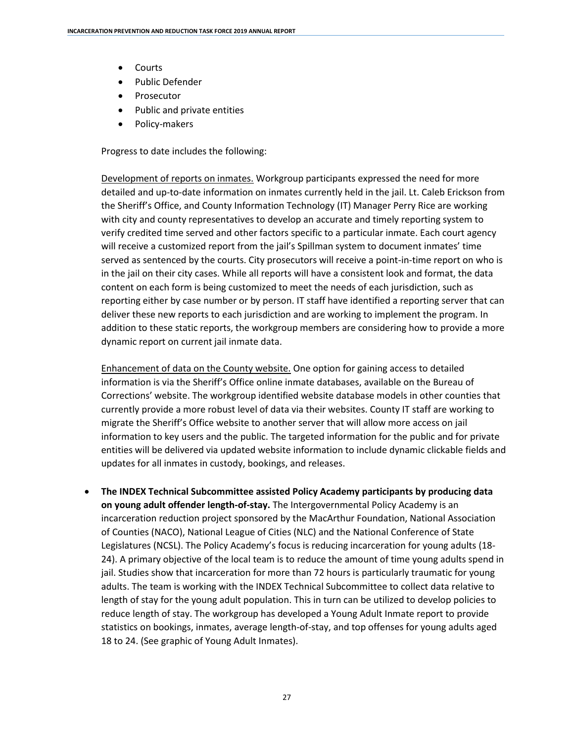- Courts
- Public Defender
- Prosecutor
- Public and private entities
- Policy-makers

Progress to date includes the following:

Development of reports on inmates. Workgroup participants expressed the need for more detailed and up-to-date information on inmates currently held in the jail. Lt. Caleb Erickson from the Sheriff's Office, and County Information Technology (IT) Manager Perry Rice are working with city and county representatives to develop an accurate and timely reporting system to verify credited time served and other factors specific to a particular inmate. Each court agency will receive a customized report from the jail's Spillman system to document inmates' time served as sentenced by the courts. City prosecutors will receive a point-in-time report on who is in the jail on their city cases. While all reports will have a consistent look and format, the data content on each form is being customized to meet the needs of each jurisdiction, such as reporting either by case number or by person. IT staff have identified a reporting server that can deliver these new reports to each jurisdiction and are working to implement the program. In addition to these static reports, the workgroup members are considering how to provide a more dynamic report on current jail inmate data.

Enhancement of data on the County website. One option for gaining access to detailed information is via the Sheriff's Office online inmate databases, available on the Bureau of Corrections' website. The workgroup identified website database models in other counties that currently provide a more robust level of data via their websites. County IT staff are working to migrate the Sheriff's Office website to another server that will allow more access on jail information to key users and the public. The targeted information for the public and for private entities will be delivered via updated website information to include dynamic clickable fields and updates for all inmates in custody, bookings, and releases.

- **The INDEX Technical Subcommittee assisted Policy Academy participants by producing data on young adult offender length-of-stay.** The Intergovernmental Policy Academy is an incarceration reduction project sponsored by the MacArthur Foundation, National Association of Counties (NACO), National League of Cities (NLC) and the National Conference of State Legislatures (NCSL). The Policy Academy's focus is reducing incarceration for young adults (18-24). A primary objective of the local team is to reduce the amount of time young adults spend in jail. Studies show that incarceration for more than 72 hours is particularly traumatic for young adults. The team is working with the INDEX Technical Subcommittee to collect data relative to length of stay for the young adult population. This in turn can be utilized to develop policies to reduce length of stay. The workgroup has developed a Young Adult Inmate report to provide statistics on bookings, inmates, average length-of-stay, and top offenses for young adults aged 18 to 24. (See graphic of Young Adult Inmates).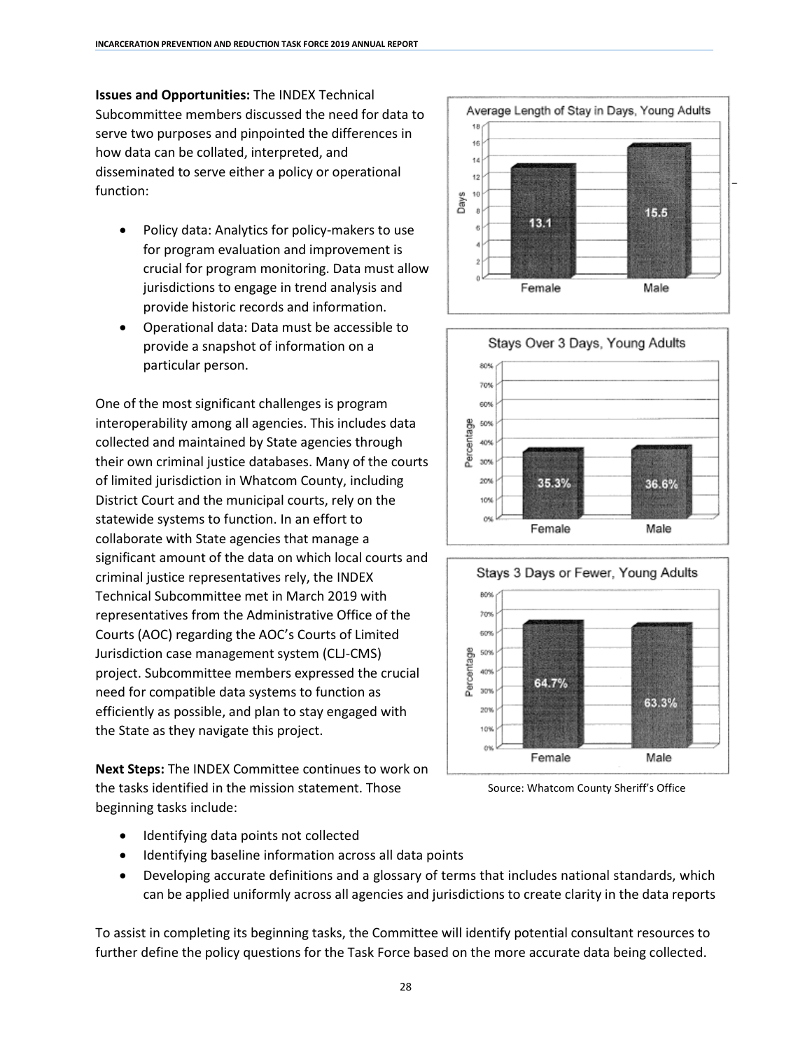**Issues and Opportunities:** The INDEX Technical Subcommittee members discussed the need for data to serve two purposes and pinpointed the differences in how data can be collated, interpreted, and disseminated to serve either a policy or operational function:

- Policy data: Analytics for policy-makers to use for program evaluation and improvement is crucial for program monitoring. Data must allow jurisdictions to engage in trend analysis and provide historic records and information.
- Operational data: Data must be accessible to provide a snapshot of information on a particular person.

One of the most significant challenges is program interoperability among all agencies. This includes data collected and maintained by State agencies through their own criminal justice databases. Many of the courts of limited jurisdiction in Whatcom County, including District Court and the municipal courts, rely on the statewide systems to function. In an effort to collaborate with State agencies that manage a significant amount of the data on which local courts and criminal justice representatives rely, the INDEX Technical Subcommittee met in March 2019 with representatives from the Administrative Office of the Courts (AOC) regarding the AOC's Courts of Limited Jurisdiction case management system (CLJ-CMS) project. Subcommittee members expressed the crucial need for compatible data systems to function as efficiently as possible, and plan to stay engaged with the State as they navigate this project.

Average Length of Stay in Days, Young Adults

| | Female | Male |
|---|---|---|
| Days | 13.1 | 15.5 |

Stays Over 3 Days, Young Adults

| | Female | Male |
|---|---|---|
| Percentage | 35.3% | 36.6% |

Stays 3 Days or Fewer, Young Adults

| | Female | Male |
|---|---|---|
| Percentage | 64.7% | 63.3% |

Source: Whatcom County Sheriff's Office

**Next Steps:** The INDEX Committee continues to work on the tasks identified in the mission statement. Those beginning tasks include:

- Identifying data points not collected
- Identifying baseline information across all data points
- Developing accurate definitions and a glossary of terms that includes national standards, which can be applied uniformly across all agencies and jurisdictions to create clarity in the data reports

To assist in completing its beginning tasks, the Committee will identify potential consultant resources to further define the policy questions for the Task Force based on the more accurate data being collected.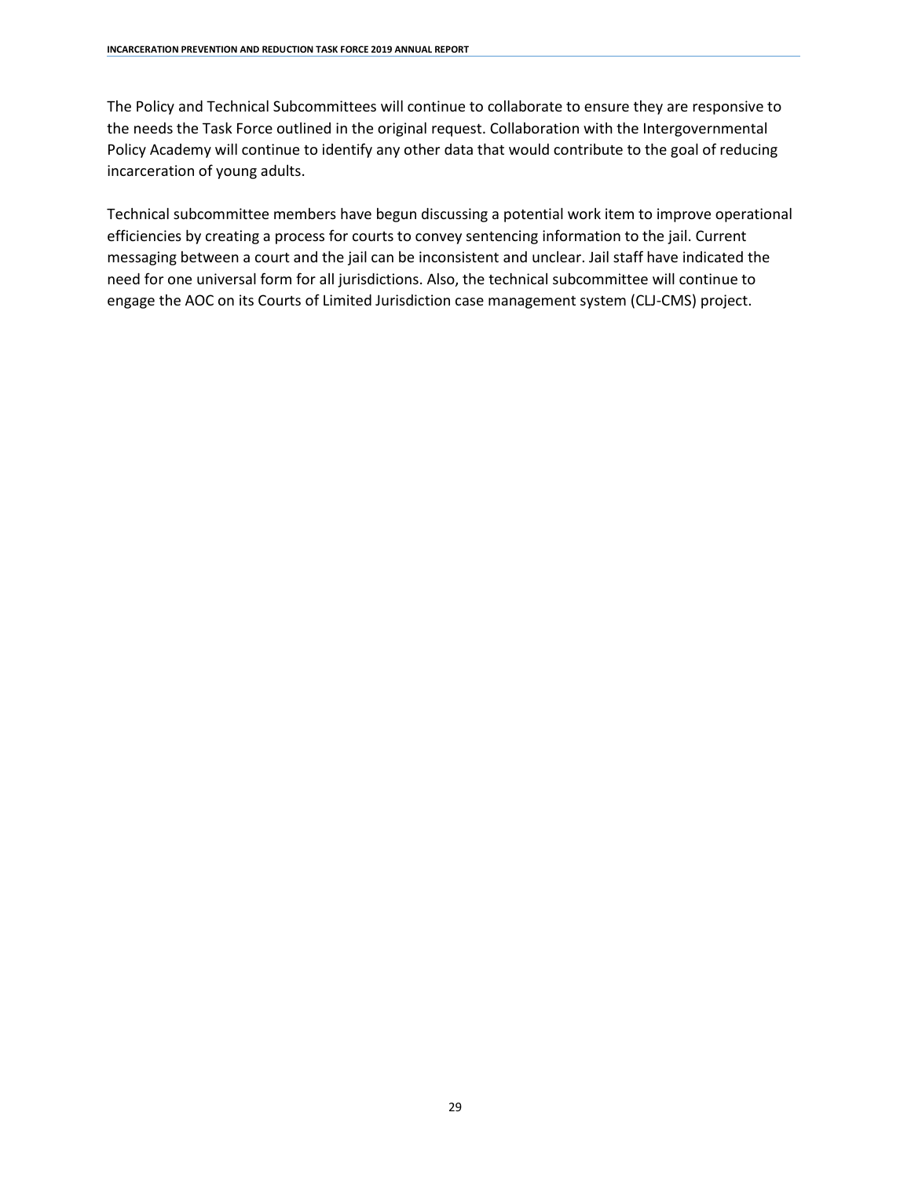The Policy and Technical Subcommittees will continue to collaborate to ensure they are responsive to the needs the Task Force outlined in the original request. Collaboration with the Intergovernmental Policy Academy will continue to identify any other data that would contribute to the goal of reducing incarceration of young adults.

Technical subcommittee members have begun discussing a potential work item to improve operational efficiencies by creating a process for courts to convey sentencing information to the jail. Current messaging between a court and the jail can be inconsistent and unclear. Jail staff have indicated the need for one universal form for all jurisdictions. Also, the technical subcommittee will continue to engage the AOC on its Courts of Limited Jurisdiction case management system (CLJ-CMS) project.